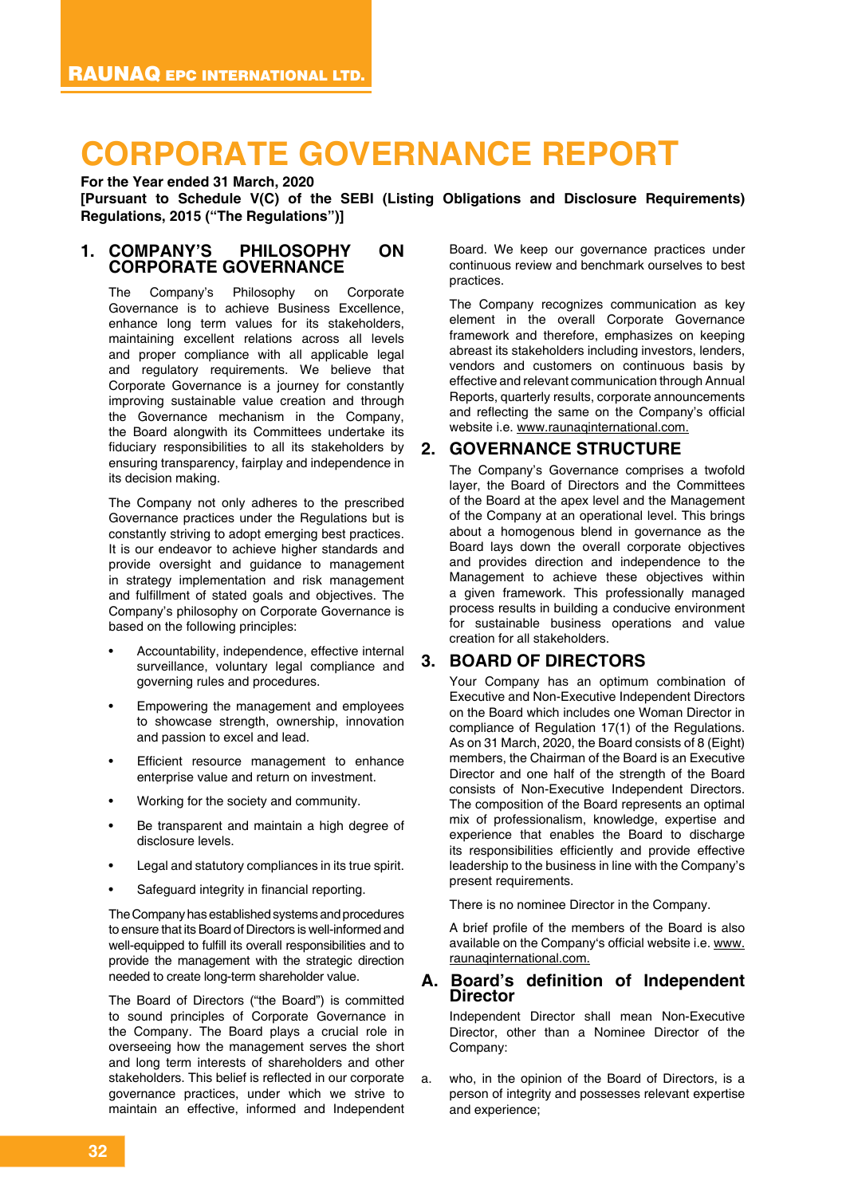# CORPORATE GOVERNANCE REPORT

**For the Year ended 31 March, 2020**
**[Pursuant to Schedule V(C) of the SEBI (Listing Obligations and Disclosure Requirements) Regulations, 2015 ("The Regulations")]**

## 1. COMPANY'S PHILOSOPHY ON CORPORATE GOVERNANCE

The Company's Philosophy on Corporate Governance is to achieve Business Excellence, enhance long term values for its stakeholders, maintaining excellent relations across all levels and proper compliance with all applicable legal and regulatory requirements. We believe that Corporate Governance is a journey for constantly improving sustainable value creation and through the Governance mechanism in the Company, the Board alongwith its Committees undertake its fiduciary responsibilities to all its stakeholders by ensuring transparency, fairplay and independence in its decision making.

The Company not only adheres to the prescribed Governance practices under the Regulations but is constantly striving to adopt emerging best practices. It is our endeavor to achieve higher standards and provide oversight and guidance to management in strategy implementation and risk management and fulfillment of stated goals and objectives. The Company's philosophy on Corporate Governance is based on the following principles:

- Accountability, independence, effective internal surveillance, voluntary legal compliance and governing rules and procedures.
- Empowering the management and employees to showcase strength, ownership, innovation and passion to excel and lead.
- Efficient resource management to enhance enterprise value and return on investment.
- Working for the society and community.
- Be transparent and maintain a high degree of disclosure levels.
- Legal and statutory compliances in its true spirit.
- Safeguard integrity in financial reporting.

The Company has established systems and procedures to ensure that its Board of Directors is well-informed and well-equipped to fulfill its overall responsibilities and to provide the management with the strategic direction needed to create long-term shareholder value.

The Board of Directors ("the Board") is committed to sound principles of Corporate Governance in the Company. The Board plays a crucial role in overseeing how the management serves the short and long term interests of shareholders and other stakeholders. This belief is reflected in our corporate governance practices, under which we strive to maintain an effective, informed and Independent Board. We keep our governance practices under continuous review and benchmark ourselves to best practices.

The Company recognizes communication as key element in the overall Corporate Governance framework and therefore, emphasizes on keeping abreast its stakeholders including investors, lenders, vendors and customers on continuous basis by effective and relevant communication through Annual Reports, quarterly results, corporate announcements and reflecting the same on the Company's official website i.e. www.raunaqinternational.com.

## 2. GOVERNANCE STRUCTURE

The Company's Governance comprises a twofold layer, the Board of Directors and the Committees of the Board at the apex level and the Management of the Company at an operational level. This brings about a homogenous blend in governance as the Board lays down the overall corporate objectives and provides direction and independence to the Management to achieve these objectives within a given framework. This professionally managed process results in building a conducive environment for sustainable business operations and value creation for all stakeholders.

## 3. BOARD OF DIRECTORS

Your Company has an optimum combination of Executive and Non-Executive Independent Directors on the Board which includes one Woman Director in compliance of Regulation 17(1) of the Regulations. As on 31 March, 2020, the Board consists of 8 (Eight) members, the Chairman of the Board is an Executive Director and one half of the strength of the Board consists of Non-Executive Independent Directors. The composition of the Board represents an optimal mix of professionalism, knowledge, expertise and experience that enables the Board to discharge its responsibilities efficiently and provide effective leadership to the business in line with the Company's present requirements.

There is no nominee Director in the Company.

A brief profile of the members of the Board is also available on the Company's official website i.e. www.raunaqinternational.com.

### A. Board's definition of Independent Director

Independent Director shall mean Non-Executive Director, other than a Nominee Director of the Company:

a. who, in the opinion of the Board of Directors, is a person of integrity and possesses relevant expertise and experience;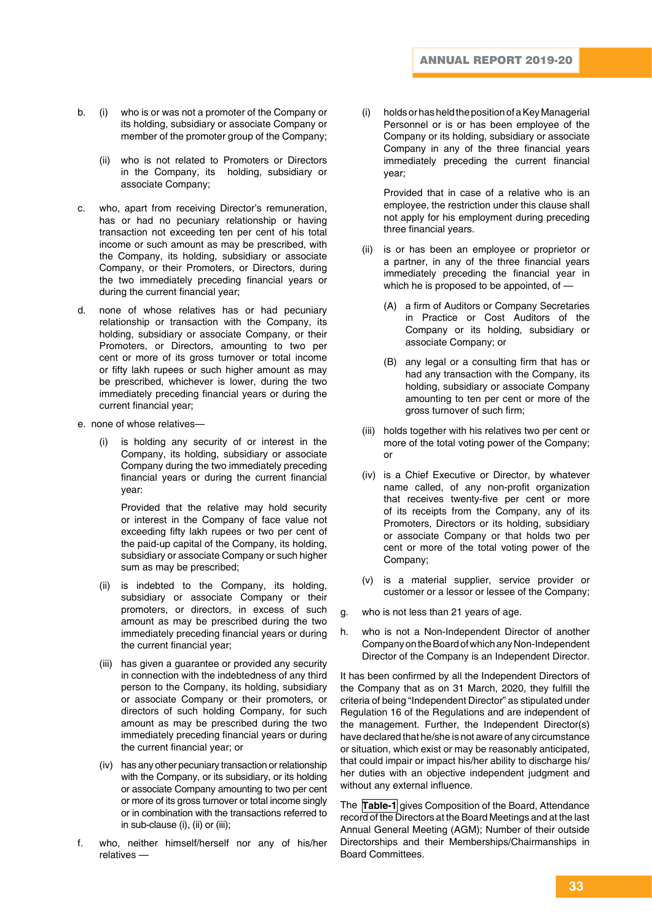b. (i) who is or was not a promoter of the Company or its holding, subsidiary or associate Company or member of the promoter group of the Company;

   (ii) who is not related to Promoters or Directors in the Company, its holding, subsidiary or associate Company;

c. who, apart from receiving Director's remuneration, has or had no pecuniary relationship or having transaction not exceeding ten per cent of his total income or such amount as may be prescribed, with the Company, its holding, subsidiary or associate Company, or their Promoters, or Directors, during the two immediately preceding financial years or during the current financial year;

d. none of whose relatives has or had pecuniary relationship or transaction with the Company, its holding, subsidiary or associate Company, or their Promoters, or Directors, amounting to two per cent or more of its gross turnover or total income or fifty lakh rupees or such higher amount as may be prescribed, whichever is lower, during the two immediately preceding financial years or during the current financial year;

e. none of whose relatives—

   (i) is holding any security of or interest in the Company, its holding, subsidiary or associate Company during the two immediately preceding financial years or during the current financial year:

   Provided that the relative may hold security or interest in the Company of face value not exceeding fifty lakh rupees or two per cent of the paid-up capital of the Company, its holding, subsidiary or associate Company or such higher sum as may be prescribed;

   (ii) is indebted to the Company, its holding, subsidiary or associate Company or their promoters, or directors, in excess of such amount as may be prescribed during the two immediately preceding financial years or during the current financial year;

   (iii) has given a guarantee or provided any security in connection with the indebtedness of any third person to the Company, its holding, subsidiary or associate Company or their promoters, or directors of such holding Company, for such amount as may be prescribed during the two immediately preceding financial years or during the current financial year; or

   (iv) has any other pecuniary transaction or relationship with the Company, or its subsidiary, or its holding or associate Company amounting to two per cent or more of its gross turnover or total income singly or in combination with the transactions referred to in sub-clause (i), (ii) or (iii);

f. who, neither himself/herself nor any of his/her relatives —

   (i) holds or has held the position of a Key Managerial Personnel or is or has been employee of the Company or its holding, subsidiary or associate Company in any of the three financial years immediately preceding the current financial year;

   Provided that in case of a relative who is an employee, the restriction under this clause shall not apply for his employment during preceding three financial years.

   (ii) is or has been an employee or proprietor or a partner, in any of the three financial years immediately preceding the financial year in which he is proposed to be appointed, of —

      (A) a firm of Auditors or Company Secretaries in Practice or Cost Auditors of the Company or its holding, subsidiary or associate Company; or

      (B) any legal or a consulting firm that has or had any transaction with the Company, its holding, subsidiary or associate Company amounting to ten per cent or more of the gross turnover of such firm;

   (iii) holds together with his relatives two per cent or more of the total voting power of the Company; or

   (iv) is a Chief Executive or Director, by whatever name called, of any non-profit organization that receives twenty-five per cent or more of its receipts from the Company, any of its Promoters, Directors or its holding, subsidiary or associate Company or that holds two per cent or more of the total voting power of the Company;

   (v) is a material supplier, service provider or customer or a lessor or lessee of the Company;

g. who is not less than 21 years of age.

h. who is not a Non-Independent Director of another Company on the Board of which any Non-Independent Director of the Company is an Independent Director.

It has been confirmed by all the Independent Directors of the Company that as on 31 March, 2020, they fulfill the criteria of being "Independent Director" as stipulated under Regulation 16 of the Regulations and are independent of the management. Further, the Independent Director(s) have declared that he/she is not aware of any circumstance or situation, which exist or may be reasonably anticipated, that could impair or impact his/her ability to discharge his/her duties with an objective independent judgment and without any external influence.

The **Table-1** gives Composition of the Board, Attendance record of the Directors at the Board Meetings and at the last Annual General Meeting (AGM); Number of their outside Directorships and their Memberships/Chairmanships in Board Committees.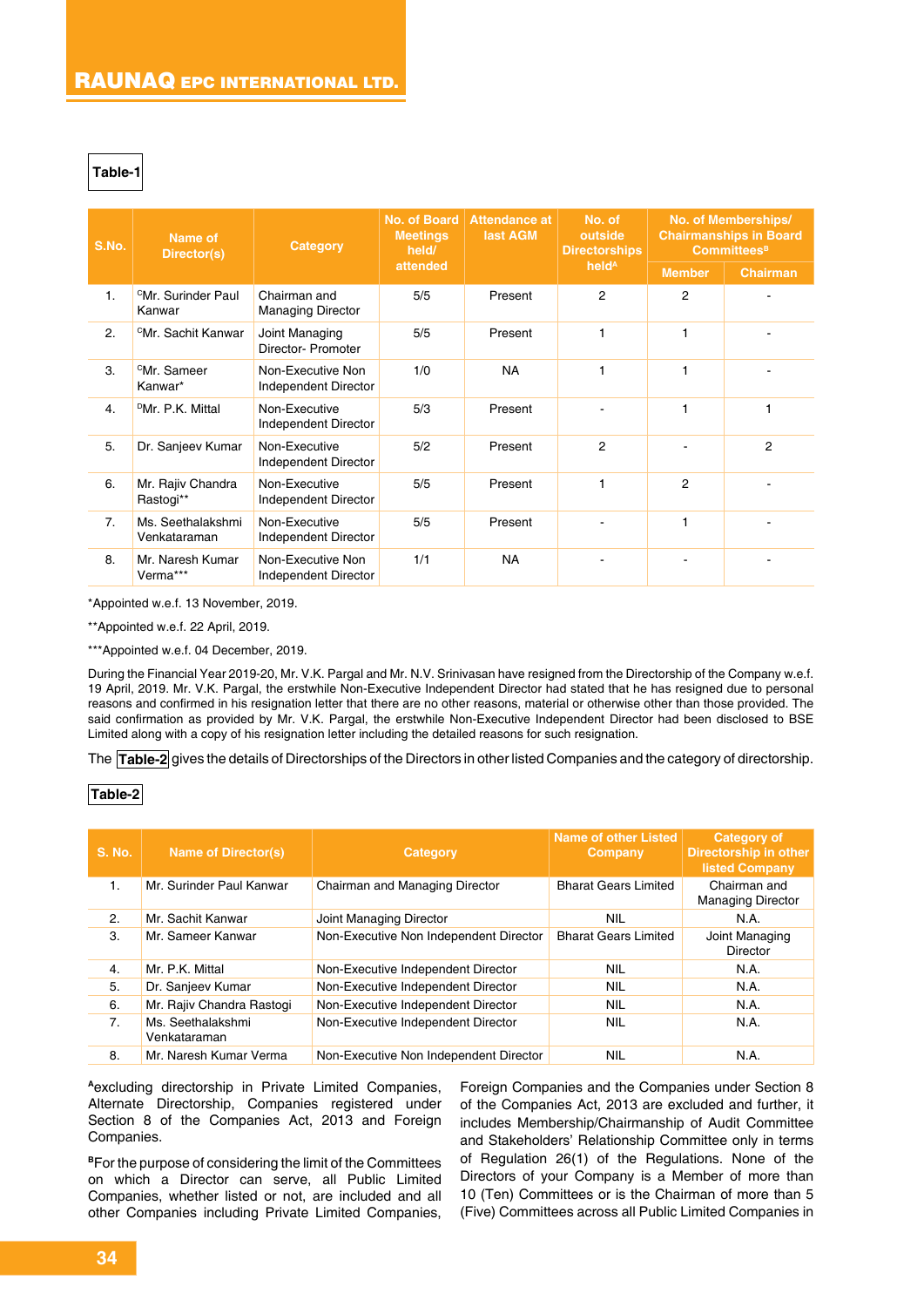**Table-1**

| S.No. | Name of Director(s) | Category | No. of Board Meetings held/ attended | Attendance at last AGM | No. of outside Directorships held[A] | No. of Memberships/ Chairmanships in Board Committees[B] | |
|---|---|---|---|---|---|---|---|
| | | | | | | Member | Chairman |
| 1. | [C]Mr. Surinder Paul Kanwar | Chairman and Managing Director | 5/5 | Present | 2 | 2 | - |
| 2. | [C]Mr. Sachit Kanwar | Joint Managing Director- Promoter | 5/5 | Present | 1 | 1 | - |
| 3. | [C]Mr. Sameer Kanwar* | Non-Executive Non Independent Director | 1/0 | NA | 1 | 1 | - |
| 4. | [D]Mr. P.K. Mittal | Non-Executive Independent Director | 5/3 | Present | - | 1 | 1 |
| 5. | Dr. Sanjeev Kumar | Non-Executive Independent Director | 5/2 | Present | 2 | - | 2 |
| 6. | Mr. Rajiv Chandra Rastogi** | Non-Executive Independent Director | 5/5 | Present | 1 | 2 | - |
| 7. | Ms. Seethalakshmi Venkataraman | Non-Executive Independent Director | 5/5 | Present | - | 1 | - |
| 8. | Mr. Naresh Kumar Verma*** | Non-Executive Non Independent Director | 1/1 | NA | - | - | - |

*Appointed w.e.f. 13 November, 2019.

**Appointed w.e.f. 22 April, 2019.

***Appointed w.e.f. 04 December, 2019.

During the Financial Year 2019-20, Mr. V.K. Pargal and Mr. N.V. Srinivasan have resigned from the Directorship of the Company w.e.f. 19 April, 2019. Mr. V.K. Pargal, the erstwhile Non-Executive Independent Director had stated that he has resigned due to personal reasons and confirmed in his resignation letter that there are no other reasons, material or otherwise other than those provided. The said confirmation as provided by Mr. V.K. Pargal, the erstwhile Non-Executive Independent Director had been disclosed to BSE Limited along with a copy of his resignation letter including the detailed reasons for such resignation.

The **Table-2** gives the details of Directorships of the Directors in other listed Companies and the category of directorship.

**Table-2**

| S. No. | Name of Director(s) | Category | Name of other Listed Company | Category of Directorship in other listed Company |
|---|---|---|---|---|
| 1. | Mr. Surinder Paul Kanwar | Chairman and Managing Director | Bharat Gears Limited | Chairman and Managing Director |
| 2. | Mr. Sachit Kanwar | Joint Managing Director | NIL | N.A. |
| 3. | Mr. Sameer Kanwar | Non-Executive Non Independent Director | Bharat Gears Limited | Joint Managing Director |
| 4. | Mr. P.K. Mittal | Non-Executive Independent Director | NIL | N.A. |
| 5. | Dr. Sanjeev Kumar | Non-Executive Independent Director | NIL | N.A. |
| 6. | Mr. Rajiv Chandra Rastogi | Non-Executive Independent Director | NIL | N.A. |
| 7. | Ms. Seethalakshmi Venkataraman | Non-Executive Independent Director | NIL | N.A. |
| 8. | Mr. Naresh Kumar Verma | Non-Executive Non Independent Director | NIL | N.A. |

[A]excluding directorship in Private Limited Companies, Alternate Directorship, Companies registered under Section 8 of the Companies Act, 2013 and Foreign Companies.

[B]For the purpose of considering the limit of the Committees on which a Director can serve, all Public Limited Companies, whether listed or not, are included and all other Companies including Private Limited Companies, Foreign Companies and the Companies under Section 8 of the Companies Act, 2013 are excluded and further, it includes Membership/Chairmanship of Audit Committee and Stakeholders' Relationship Committee only in terms of Regulation 26(1) of the Regulations. None of the Directors of your Company is a Member of more than 10 (Ten) Committees or is the Chairman of more than 5 (Five) Committees across all Public Limited Companies in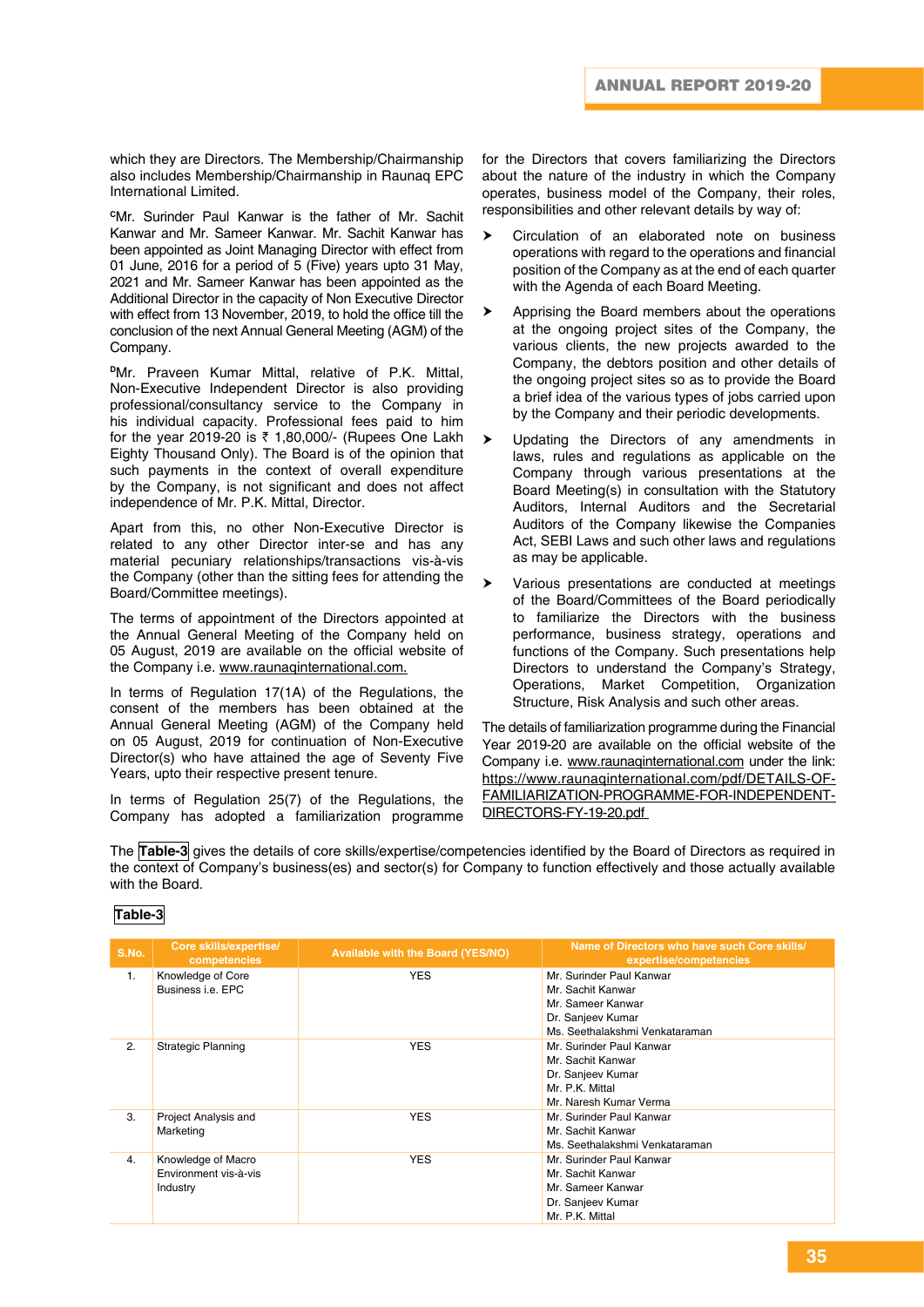which they are Directors. The Membership/Chairmanship also includes Membership/Chairmanship in Raunaq EPC International Limited.

[C]Mr. Surinder Paul Kanwar is the father of Mr. Sachit Kanwar and Mr. Sameer Kanwar. Mr. Sachit Kanwar has been appointed as Joint Managing Director with effect from 01 June, 2016 for a period of 5 (Five) years upto 31 May, 2021 and Mr. Sameer Kanwar has been appointed as the Additional Director in the capacity of Non Executive Director with effect from 13 November, 2019, to hold the office till the conclusion of the next Annual General Meeting (AGM) of the Company.

[D]Mr. Praveen Kumar Mittal, relative of P.K. Mittal, Non-Executive Independent Director is also providing professional/consultancy service to the Company in his individual capacity. Professional fees paid to him for the year 2019-20 is ₹ 1,80,000/- (Rupees One Lakh Eighty Thousand Only). The Board is of the opinion that such payments in the context of overall expenditure by the Company, is not significant and does not affect independence of Mr. P.K. Mittal, Director.

Apart from this, no other Non-Executive Director is related to any other Director inter-se and has any material pecuniary relationships/transactions vis-à-vis the Company (other than the sitting fees for attending the Board/Committee meetings).

The terms of appointment of the Directors appointed at the Annual General Meeting of the Company held on 05 August, 2019 are available on the official website of the Company i.e. www.raunaqinternational.com.

In terms of Regulation 17(1A) of the Regulations, the consent of the members has been obtained at the Annual General Meeting (AGM) of the Company held on 05 August, 2019 for continuation of Non-Executive Director(s) who have attained the age of Seventy Five Years, upto their respective present tenure.

In terms of Regulation 25(7) of the Regulations, the Company has adopted a familiarization programme for the Directors that covers familiarizing the Directors about the nature of the industry in which the Company operates, business model of the Company, their roles, responsibilities and other relevant details by way of:

- Circulation of an elaborated note on business operations with regard to the operations and financial position of the Company as at the end of each quarter with the Agenda of each Board Meeting.
- Apprising the Board members about the operations at the ongoing project sites of the Company, the various clients, the new projects awarded to the Company, the debtors position and other details of the ongoing project sites so as to provide the Board a brief idea of the various types of jobs carried upon by the Company and their periodic developments.
- Updating the Directors of any amendments in laws, rules and regulations as applicable on the Company through various presentations at the Board Meeting(s) in consultation with the Statutory Auditors, Internal Auditors and the Secretarial Auditors of the Company likewise the Companies Act, SEBI Laws and such other laws and regulations as may be applicable.
- Various presentations are conducted at meetings of the Board/Committees of the Board periodically to familiarize the Directors with the business performance, business strategy, operations and functions of the Company. Such presentations help Directors to understand the Company's Strategy, Operations, Market Competition, Organization Structure, Risk Analysis and such other areas.

The details of familiarization programme during the Financial Year 2019-20 are available on the official website of the Company i.e. www.raunaqinternational.com under the link: https://www.raunaqinternational.com/pdf/DETAILS-OF-FAMILIARIZATION-PROGRAMME-FOR-INDEPENDENT-DIRECTORS-FY-19-20.pdf

The **Table-3** gives the details of core skills/expertise/competencies identified by the Board of Directors as required in the context of Company's business(es) and sector(s) for Company to function effectively and those actually available with the Board.

**Table-3**

| S.No. | Core skills/expertise/ competencies | Available with the Board (YES/NO) | Name of Directors who have such Core skills/ expertise/competencies |
|---|---|---|---|
| 1. | Knowledge of Core Business i.e. EPC | YES | Mr. Surinder Paul Kanwar<br>Mr. Sachit Kanwar<br>Mr. Sameer Kanwar<br>Dr. Sanjeev Kumar<br>Ms. Seethalakshmi Venkataraman |
| 2. | Strategic Planning | YES | Mr. Surinder Paul Kanwar<br>Mr. Sachit Kanwar<br>Dr. Sanjeev Kumar<br>Mr. P.K. Mittal<br>Mr. Naresh Kumar Verma |
| 3. | Project Analysis and Marketing | YES | Mr. Surinder Paul Kanwar<br>Mr. Sachit Kanwar<br>Ms. Seethalakshmi Venkataraman |
| 4. | Knowledge of Macro Environment vis-à-vis Industry | YES | Mr. Surinder Paul Kanwar<br>Mr. Sachit Kanwar<br>Mr. Sameer Kanwar<br>Dr. Sanjeev Kumar<br>Mr. P.K. Mittal |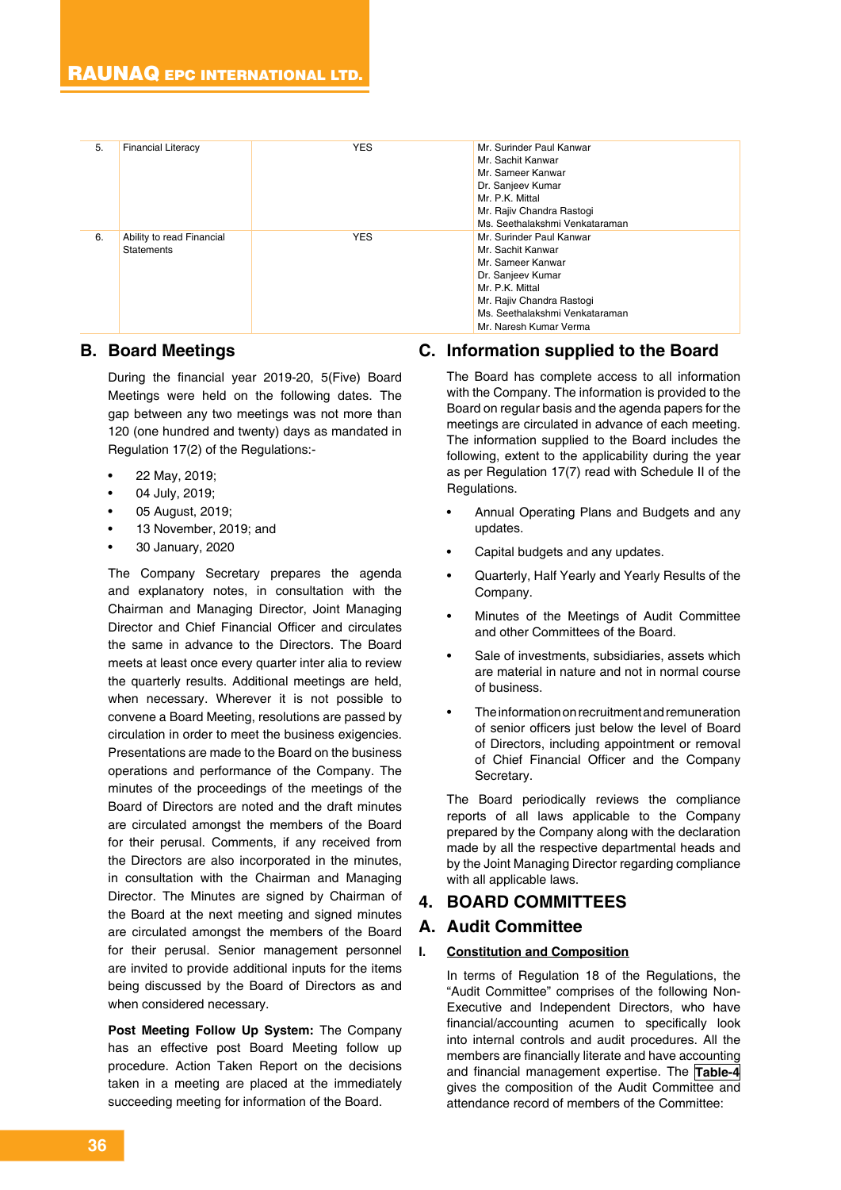| 5. | Financial Literacy | YES | Mr. Surinder Paul Kanwar<br>Mr. Sachit Kanwar<br>Mr. Sameer Kanwar<br>Dr. Sanjeev Kumar<br>Mr. P.K. Mittal<br>Mr. Rajiv Chandra Rastogi<br>Ms. Seethalakshmi Venkataraman |
|---|---|---|---|
| 6. | Ability to read Financial Statements | YES | Mr. Surinder Paul Kanwar<br>Mr. Sachit Kanwar<br>Mr. Sameer Kanwar<br>Dr. Sanjeev Kumar<br>Mr. P.K. Mittal<br>Mr. Rajiv Chandra Rastogi<br>Ms. Seethalakshmi Venkataraman<br>Mr. Naresh Kumar Verma |

## B. Board Meetings

During the financial year 2019-20, 5(Five) Board Meetings were held on the following dates. The gap between any two meetings was not more than 120 (one hundred and twenty) days as mandated in Regulation 17(2) of the Regulations:-

- 22 May, 2019;
- 04 July, 2019;
- 05 August, 2019;
- 13 November, 2019; and
- 30 January, 2020

The Company Secretary prepares the agenda and explanatory notes, in consultation with the Chairman and Managing Director, Joint Managing Director and Chief Financial Officer and circulates the same in advance to the Directors. The Board meets at least once every quarter inter alia to review the quarterly results. Additional meetings are held, when necessary. Wherever it is not possible to convene a Board Meeting, resolutions are passed by circulation in order to meet the business exigencies. Presentations are made to the Board on the business operations and performance of the Company. The minutes of the proceedings of the meetings of the Board of Directors are noted and the draft minutes are circulated amongst the members of the Board for their perusal. Comments, if any received from the Directors are also incorporated in the minutes, in consultation with the Chairman and Managing Director. The Minutes are signed by Chairman of the Board at the next meeting and signed minutes are circulated amongst the members of the Board for their perusal. Senior management personnel are invited to provide additional inputs for the items being discussed by the Board of Directors as and when considered necessary.

**Post Meeting Follow Up System:** The Company has an effective post Board Meeting follow up procedure. Action Taken Report on the decisions taken in a meeting are placed at the immediately succeeding meeting for information of the Board.

## C. Information supplied to the Board

The Board has complete access to all information with the Company. The information is provided to the Board on regular basis and the agenda papers for the meetings are circulated in advance of each meeting. The information supplied to the Board includes the following, extent to the applicability during the year as per Regulation 17(7) read with Schedule II of the Regulations.

- Annual Operating Plans and Budgets and any updates.
- Capital budgets and any updates.
- Quarterly, Half Yearly and Yearly Results of the Company.
- Minutes of the Meetings of Audit Committee and other Committees of the Board.
- Sale of investments, subsidiaries, assets which are material in nature and not in normal course of business.
- The information on recruitment and remuneration of senior officers just below the level of Board of Directors, including appointment or removal of Chief Financial Officer and the Company Secretary.

The Board periodically reviews the compliance reports of all laws applicable to the Company prepared by the Company along with the declaration made by all the respective departmental heads and by the Joint Managing Director regarding compliance with all applicable laws.

# 4. BOARD COMMITTEES

## A. Audit Committee

### I. Constitution and Composition

In terms of Regulation 18 of the Regulations, the "Audit Committee" comprises of the following Non-Executive and Independent Directors, who have financial/accounting acumen to specifically look into internal controls and audit procedures. All the members are financially literate and have accounting and financial management expertise. The **Table-4** gives the composition of the Audit Committee and attendance record of members of the Committee: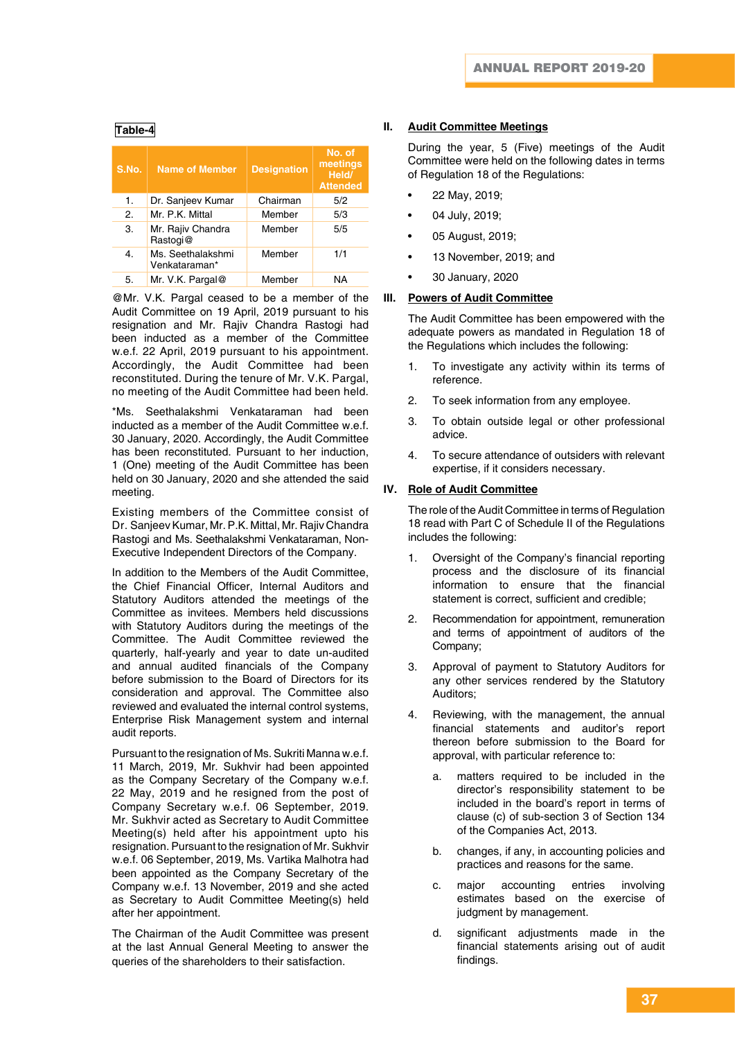**Table-4**

| S.No. | Name of Member | Designation | No. of meetings Held/ Attended |
|---|---|---|---|
| 1. | Dr. Sanjeev Kumar | Chairman | 5/2 |
| 2. | Mr. P.K. Mittal | Member | 5/3 |
| 3. | Mr. Rajiv Chandra Rastogi@ | Member | 5/5 |
| 4. | Ms. Seethalakshmi Venkataraman* | Member | 1/1 |
| 5. | Mr. V.K. Pargal@ | Member | NA |

@Mr. V.K. Pargal ceased to be a member of the Audit Committee on 19 April, 2019 pursuant to his resignation and Mr. Rajiv Chandra Rastogi had been inducted as a member of the Committee w.e.f. 22 April, 2019 pursuant to his appointment. Accordingly, the Audit Committee had been reconstituted. During the tenure of Mr. V.K. Pargal, no meeting of the Audit Committee had been held.

*Ms. Seethalakshmi Venkataraman had been inducted as a member of the Audit Committee w.e.f. 30 January, 2020. Accordingly, the Audit Committee has been reconstituted. Pursuant to her induction, 1 (One) meeting of the Audit Committee has been held on 30 January, 2020 and she attended the said meeting.

Existing members of the Committee consist of Dr. Sanjeev Kumar, Mr. P.K. Mittal, Mr. Rajiv Chandra Rastogi and Ms. Seethalakshmi Venkataraman, Non-Executive Independent Directors of the Company.

In addition to the Members of the Audit Committee, the Chief Financial Officer, Internal Auditors and Statutory Auditors attended the meetings of the Committee as invitees. Members held discussions with Statutory Auditors during the meetings of the Committee. The Audit Committee reviewed the quarterly, half-yearly and year to date un-audited and annual audited financials of the Company before submission to the Board of Directors for its consideration and approval. The Committee also reviewed and evaluated the internal control systems, Enterprise Risk Management system and internal audit reports.

Pursuant to the resignation of Ms. Sukriti Manna w.e.f. 11 March, 2019, Mr. Sukhvir had been appointed as the Company Secretary of the Company w.e.f. 22 May, 2019 and he resigned from the post of Company Secretary w.e.f. 06 September, 2019. Mr. Sukhvir acted as Secretary to Audit Committee Meeting(s) held after his appointment upto his resignation. Pursuant to the resignation of Mr. Sukhvir w.e.f. 06 September, 2019, Ms. Vartika Malhotra had been appointed as the Company Secretary of the Company w.e.f. 13 November, 2019 and she acted as Secretary to Audit Committee Meeting(s) held after her appointment.

The Chairman of the Audit Committee was present at the last Annual General Meeting to answer the queries of the shareholders to their satisfaction.

## II. Audit Committee Meetings

During the year, 5 (Five) meetings of the Audit Committee were held on the following dates in terms of Regulation 18 of the Regulations:

- 22 May, 2019;
- 04 July, 2019;
- 05 August, 2019;
- 13 November, 2019; and
- 30 January, 2020

## III. Powers of Audit Committee

The Audit Committee has been empowered with the adequate powers as mandated in Regulation 18 of the Regulations which includes the following:

1. To investigate any activity within its terms of reference.
2. To seek information from any employee.
3. To obtain outside legal or other professional advice.
4. To secure attendance of outsiders with relevant expertise, if it considers necessary.

## IV. Role of Audit Committee

The role of the Audit Committee in terms of Regulation 18 read with Part C of Schedule II of the Regulations includes the following:

1. Oversight of the Company's financial reporting process and the disclosure of its financial information to ensure that the financial statement is correct, sufficient and credible;
2. Recommendation for appointment, remuneration and terms of appointment of auditors of the Company;
3. Approval of payment to Statutory Auditors for any other services rendered by the Statutory Auditors;
4. Reviewing, with the management, the annual financial statements and auditor's report thereon before submission to the Board for approval, with particular reference to:
   a. matters required to be included in the director's responsibility statement to be included in the board's report in terms of clause (c) of sub-section 3 of Section 134 of the Companies Act, 2013.
   b. changes, if any, in accounting policies and practices and reasons for the same.
   c. major accounting entries involving estimates based on the exercise of judgment by management.
   d. significant adjustments made in the financial statements arising out of audit findings.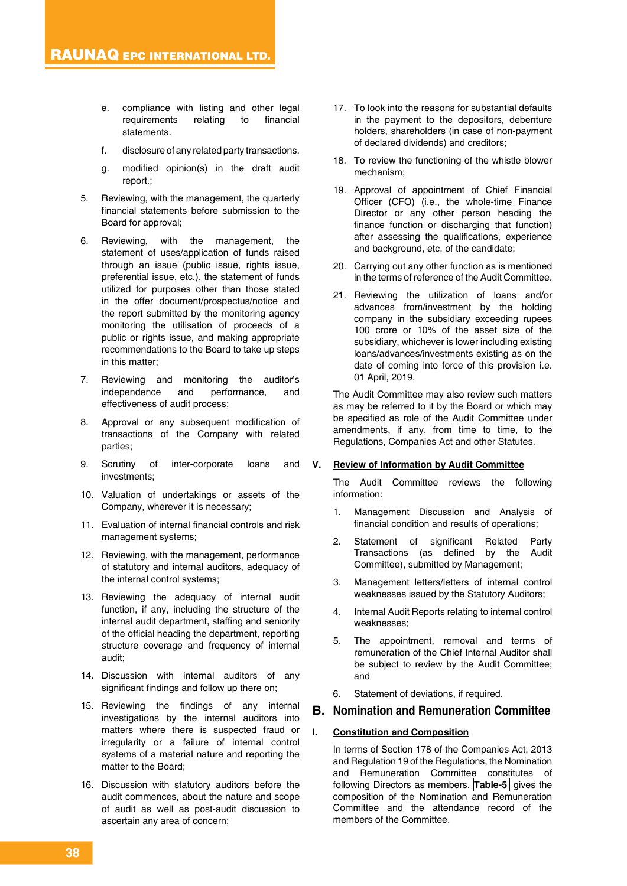e. compliance with listing and other legal requirements relating to financial statements.

f. disclosure of any related party transactions.

g. modified opinion(s) in the draft audit report.;

5. Reviewing, with the management, the quarterly financial statements before submission to the Board for approval;

6. Reviewing, with the management, the statement of uses/application of funds raised through an issue (public issue, rights issue, preferential issue, etc.), the statement of funds utilized for purposes other than those stated in the offer document/prospectus/notice and the report submitted by the monitoring agency monitoring the utilisation of proceeds of a public or rights issue, and making appropriate recommendations to the Board to take up steps in this matter;

7. Reviewing and monitoring the auditor's independence and performance, and effectiveness of audit process;

8. Approval or any subsequent modification of transactions of the Company with related parties;

9. Scrutiny of inter-corporate loans and investments;

10. Valuation of undertakings or assets of the Company, wherever it is necessary;

11. Evaluation of internal financial controls and risk management systems;

12. Reviewing, with the management, performance of statutory and internal auditors, adequacy of the internal control systems;

13. Reviewing the adequacy of internal audit function, if any, including the structure of the internal audit department, staffing and seniority of the official heading the department, reporting structure coverage and frequency of internal audit;

14. Discussion with internal auditors of any significant findings and follow up there on;

15. Reviewing the findings of any internal investigations by the internal auditors into matters where there is suspected fraud or irregularity or a failure of internal control systems of a material nature and reporting the matter to the Board;

16. Discussion with statutory auditors before the audit commences, about the nature and scope of audit as well as post-audit discussion to ascertain any area of concern;

17. To look into the reasons for substantial defaults in the payment to the depositors, debenture holders, shareholders (in case of non-payment of declared dividends) and creditors;

18. To review the functioning of the whistle blower mechanism;

19. Approval of appointment of Chief Financial Officer (CFO) (i.e., the whole-time Finance Director or any other person heading the finance function or discharging that function) after assessing the qualifications, experience and background, etc. of the candidate;

20. Carrying out any other function as is mentioned in the terms of reference of the Audit Committee.

21. Reviewing the utilization of loans and/or advances from/investment by the holding company in the subsidiary exceeding rupees 100 crore or 10% of the asset size of the subsidiary, whichever is lower including existing loans/advances/investments existing as on the date of coming into force of this provision i.e. 01 April, 2019.

The Audit Committee may also review such matters as may be referred to it by the Board or which may be specified as role of the Audit Committee under amendments, if any, from time to time, to the Regulations, Companies Act and other Statutes.

### V. Review of Information by Audit Committee

The Audit Committee reviews the following information:

1. Management Discussion and Analysis of financial condition and results of operations;

2. Statement of significant Related Party Transactions (as defined by the Audit Committee), submitted by Management;

3. Management letters/letters of internal control weaknesses issued by the Statutory Auditors;

4. Internal Audit Reports relating to internal control weaknesses;

5. The appointment, removal and terms of remuneration of the Chief Internal Auditor shall be subject to review by the Audit Committee; and

6. Statement of deviations, if required.

## B. Nomination and Remuneration Committee

### I. Constitution and Composition

In terms of Section 178 of the Companies Act, 2013 and Regulation 19 of the Regulations, the Nomination and Remuneration Committee constitutes of following Directors as members. **Table-5** gives the composition of the Nomination and Remuneration Committee and the attendance record of the members of the Committee.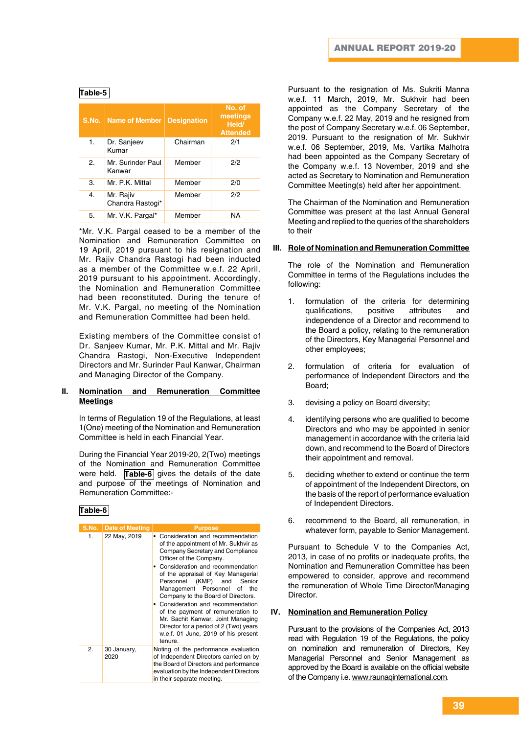**Table-5**

| S.No. | Name of Member | Designation | No. of meetings Held/ Attended |
|---|---|---|---|
| 1. | Dr. Sanjeev Kumar | Chairman | 2/1 |
| 2. | Mr. Surinder Paul Kanwar | Member | 2/2 |
| 3. | Mr. P.K. Mittal | Member | 2/0 |
| 4. | Mr. Rajiv Chandra Rastogi* | Member | 2/2 |
| 5. | Mr. V.K. Pargal* | Member | NA |

*Mr. V.K. Pargal ceased to be a member of the Nomination and Remuneration Committee on 19 April, 2019 pursuant to his resignation and Mr. Rajiv Chandra Rastogi had been inducted as a member of the Committee w.e.f. 22 April, 2019 pursuant to his appointment. Accordingly, the Nomination and Remuneration Committee had been reconstituted. During the tenure of Mr. V.K. Pargal, no meeting of the Nomination and Remuneration Committee had been held.

Existing members of the Committee consist of Dr. Sanjeev Kumar, Mr. P.K. Mittal and Mr. Rajiv Chandra Rastogi, Non-Executive Independent Directors and Mr. Surinder Paul Kanwar, Chairman and Managing Director of the Company.

## II. Nomination and Remuneration Committee Meetings

In terms of Regulation 19 of the Regulations, at least 1(One) meeting of the Nomination and Remuneration Committee is held in each Financial Year.

During the Financial Year 2019-20, 2(Two) meetings of the Nomination and Remuneration Committee were held. **Table-6** gives the details of the date and purpose of the meetings of Nomination and Remuneration Committee:-

**Table-6**

| S.No. | Date of Meeting | Purpose |
|---|---|---|
| 1. | 22 May, 2019 | • Consideration and recommendation of the appointment of Mr. Sukhvir as Company Secretary and Compliance Officer of the Company.<br>• Consideration and recommendation of the appraisal of Key Managerial Personnel (KMP) and Senior Management Personnel of the Company to the Board of Directors.<br>• Consideration and recommendation of the payment of remuneration to Mr. Sachit Kanwar, Joint Managing Director for a period of 2 (Two) years w.e.f. 01 June, 2019 of his present tenure. |
| 2. | 30 January, 2020 | Noting of the performance evaluation of Independent Directors carried on by the Board of Directors and performance evaluation by the Independent Directors in their separate meeting. |

Pursuant to the resignation of Ms. Sukriti Manna w.e.f. 11 March, 2019, Mr. Sukhvir had been appointed as the Company Secretary of the Company w.e.f. 22 May, 2019 and he resigned from the post of Company Secretary w.e.f. 06 September, 2019. Pursuant to the resignation of Mr. Sukhvir w.e.f. 06 September, 2019, Ms. Vartika Malhotra had been appointed as the Company Secretary of the Company w.e.f. 13 November, 2019 and she acted as Secretary to Nomination and Remuneration Committee Meeting(s) held after her appointment.

The Chairman of the Nomination and Remuneration Committee was present at the last Annual General Meeting and replied to the queries of the shareholders to their

## III. Role of Nomination and Remuneration Committee

The role of the Nomination and Remuneration Committee in terms of the Regulations includes the following:

1. formulation of the criteria for determining qualifications, positive attributes and independence of a Director and recommend to the Board a policy, relating to the remuneration of the Directors, Key Managerial Personnel and other employees;
2. formulation of criteria for evaluation of performance of Independent Directors and the Board;
3. devising a policy on Board diversity;
4. identifying persons who are qualified to become Directors and who may be appointed in senior management in accordance with the criteria laid down, and recommend to the Board of Directors their appointment and removal.
5. deciding whether to extend or continue the term of appointment of the Independent Directors, on the basis of the report of performance evaluation of Independent Directors.
6. recommend to the Board, all remuneration, in whatever form, payable to Senior Management.

Pursuant to Schedule V to the Companies Act, 2013, in case of no profits or inadequate profits, the Nomination and Remuneration Committee has been empowered to consider, approve and recommend the remuneration of Whole Time Director/Managing Director.

## IV. Nomination and Remuneration Policy

Pursuant to the provisions of the Companies Act, 2013 read with Regulation 19 of the Regulations, the policy on nomination and remuneration of Directors, Key Managerial Personnel and Senior Management as approved by the Board is available on the official website of the Company i.e. www.raunaqinternational.com.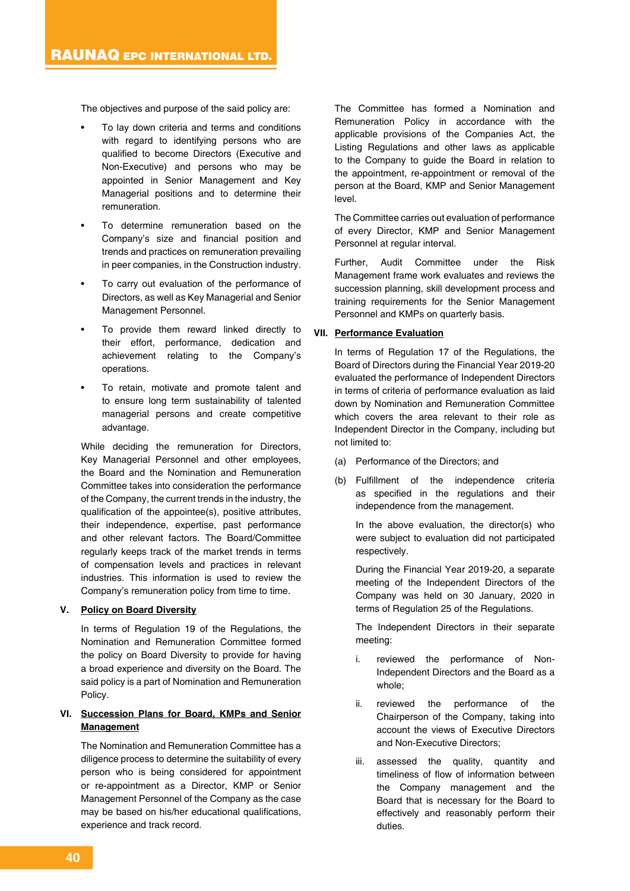The objectives and purpose of the said policy are:

- To lay down criteria and terms and conditions with regard to identifying persons who are qualified to become Directors (Executive and Non-Executive) and persons who may be appointed in Senior Management and Key Managerial positions and to determine their remuneration.
- To determine remuneration based on the Company's size and financial position and trends and practices on remuneration prevailing in peer companies, in the Construction industry.
- To carry out evaluation of the performance of Directors, as well as Key Managerial and Senior Management Personnel.
- To provide them reward linked directly to their effort, performance, dedication and achievement relating to the Company's operations.
- To retain, motivate and promote talent and to ensure long term sustainability of talented managerial persons and create competitive advantage.

While deciding the remuneration for Directors, Key Managerial Personnel and other employees, the Board and the Nomination and Remuneration Committee takes into consideration the performance of the Company, the current trends in the industry, the qualification of the appointee(s), positive attributes, their independence, expertise, past performance and other relevant factors. The Board/Committee regularly keeps track of the market trends in terms of compensation levels and practices in relevant industries. This information is used to review the Company's remuneration policy from time to time.

## V. Policy on Board Diversity

In terms of Regulation 19 of the Regulations, the Nomination and Remuneration Committee formed the policy on Board Diversity to provide for having a broad experience and diversity on the Board. The said policy is a part of Nomination and Remuneration Policy.

## VI. Succession Plans for Board, KMPs and Senior Management

The Nomination and Remuneration Committee has a diligence process to determine the suitability of every person who is being considered for appointment or re-appointment as a Director, KMP or Senior Management Personnel of the Company as the case may be based on his/her educational qualifications, experience and track record.

The Committee has formed a Nomination and Remuneration Policy in accordance with the applicable provisions of the Companies Act, the Listing Regulations and other laws as applicable to the Company to guide the Board in relation to the appointment, re-appointment or removal of the person at the Board, KMP and Senior Management level.

The Committee carries out evaluation of performance of every Director, KMP and Senior Management Personnel at regular interval.

Further, Audit Committee under the Risk Management frame work evaluates and reviews the succession planning, skill development process and training requirements for the Senior Management Personnel and KMPs on quarterly basis.

## VII. Performance Evaluation

In terms of Regulation 17 of the Regulations, the Board of Directors during the Financial Year 2019-20 evaluated the performance of Independent Directors in terms of criteria of performance evaluation as laid down by Nomination and Remuneration Committee which covers the area relevant to their role as Independent Director in the Company, including but not limited to:

(a) Performance of the Directors; and

(b) Fulfillment of the independence criteria as specified in the regulations and their independence from the management.

In the above evaluation, the director(s) who were subject to evaluation did not participated respectively.

During the Financial Year 2019-20, a separate meeting of the Independent Directors of the Company was held on 30 January, 2020 in terms of Regulation 25 of the Regulations.

The Independent Directors in their separate meeting:

i. reviewed the performance of Non-Independent Directors and the Board as a whole;

ii. reviewed the performance of the Chairperson of the Company, taking into account the views of Executive Directors and Non-Executive Directors;

iii. assessed the quality, quantity and timeliness of flow of information between the Company management and the Board that is necessary for the Board to effectively and reasonably perform their duties.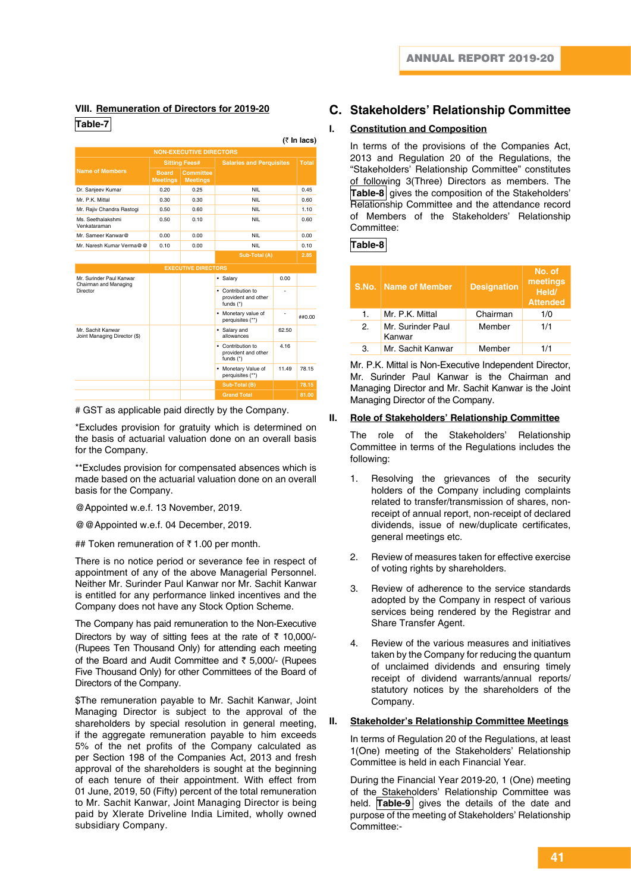## VIII. Remuneration of Directors for 2019-20

**Table-7**

(₹ In lacs)

| Name of Members | Sitting Fees# | | Salaries and Perquisites | | Total |
|---|---|---|---|---|---|
| | Board Meetings | Committee Meetings | | | |
| **NON-EXECUTIVE DIRECTORS** | | | | | |
| Dr. Sanjeev Kumar | 0.20 | 0.25 | NIL | | 0.45 |
| Mr. P.K. Mittal | 0.30 | 0.30 | NIL | | 0.60 |
| Mr. Rajiv Chandra Rastogi | 0.50 | 0.60 | NIL | | 1.10 |
| Ms. Seethalakshmi Venkataraman | 0.50 | 0.10 | NIL | | 0.60 |
| Mr. Sameer Kanwar@ | 0.00 | 0.00 | NIL | | 0.00 |
| Mr. Naresh Kumar Verma@@ | 0.10 | 0.00 | NIL | | 0.10 |
| | | | Sub-Total (A) | | 2.85 |
| **EXECUTIVE DIRECTORS** | | | | | |
| Mr. Surinder Paul Kanwar Chairman and Managing Director | | | • Salary | 0.00 | |
| | | | • Contribution to provident and other funds (*) | - | |
| | | | • Monetary value of perquisites (**) | - | ##0.00 |
| Mr. Sachit Kanwar Joint Managing Director ($) | | | • Salary and allowances | 62.50 | |
| | | | • Contribution to provident and other funds (*) | 4.16 | |
| | | | • Monetary Value of perquisites (**) | 11.49 | 78.15 |
| | | | Sub-Total (B) | | 78.15 |
| | | | Grand Total | | 81.00 |

# GST as applicable paid directly by the Company.

*Excludes provision for gratuity which is determined on the basis of actuarial valuation done on an overall basis for the Company.

**Excludes provision for compensated absences which is made based on the actuarial valuation done on an overall basis for the Company.

@Appointed w.e.f. 13 November, 2019.

@@Appointed w.e.f. 04 December, 2019.

## Token remuneration of ₹ 1.00 per month.

There is no notice period or severance fee in respect of appointment of any of the above Managerial Personnel. Neither Mr. Surinder Paul Kanwar nor Mr. Sachit Kanwar is entitled for any performance linked incentives and the Company does not have any Stock Option Scheme.

The Company has paid remuneration to the Non-Executive Directors by way of sitting fees at the rate of ₹ 10,000/- (Rupees Ten Thousand Only) for attending each meeting of the Board and Audit Committee and ₹ 5,000/- (Rupees Five Thousand Only) for other Committees of the Board of Directors of the Company.

$The remuneration payable to Mr. Sachit Kanwar, Joint Managing Director is subject to the approval of the shareholders by special resolution in general meeting, if the aggregate remuneration payable to him exceeds 5% of the net profits of the Company calculated as per Section 198 of the Companies Act, 2013 and fresh approval of the shareholders is sought at the beginning of each tenure of their appointment. With effect from 01 June, 2019, 50 (Fifty) percent of the total remuneration to Mr. Sachit Kanwar, Joint Managing Director is being paid by Xlerate Driveline India Limited, wholly owned subsidiary Company.

## C. Stakeholders' Relationship Committee

### I. Constitution and Composition

In terms of the provisions of the Companies Act, 2013 and Regulation 20 of the Regulations, the "Stakeholders' Relationship Committee" constitutes of following 3(Three) Directors as members. The **Table-8** gives the composition of the Stakeholders' Relationship Committee and the attendance record of Members of the Stakeholders' Relationship Committee:

**Table-8**

| S.No. | Name of Member | Designation | No. of meetings Held/ Attended |
|---|---|---|---|
| 1. | Mr. P.K. Mittal | Chairman | 1/0 |
| 2. | Mr. Surinder Paul Kanwar | Member | 1/1 |
| 3. | Mr. Sachit Kanwar | Member | 1/1 |

Mr. P.K. Mittal is Non-Executive Independent Director, Mr. Surinder Paul Kanwar is the Chairman and Managing Director and Mr. Sachit Kanwar is the Joint Managing Director of the Company.

### II. Role of Stakeholders' Relationship Committee

The role of the Stakeholders' Relationship Committee in terms of the Regulations includes the following:

1. Resolving the grievances of the security holders of the Company including complaints related to transfer/transmission of shares, non-receipt of annual report, non-receipt of declared dividends, issue of new/duplicate certificates, general meetings etc.

2. Review of measures taken for effective exercise of voting rights by shareholders.

3. Review of adherence to the service standards adopted by the Company in respect of various services being rendered by the Registrar and Share Transfer Agent.

4. Review of the various measures and initiatives taken by the Company for reducing the quantum of unclaimed dividends and ensuring timely receipt of dividend warrants/annual reports/ statutory notices by the shareholders of the Company.

### II. Stakeholder's Relationship Committee Meetings

In terms of Regulation 20 of the Regulations, at least 1(One) meeting of the Stakeholders' Relationship Committee is held in each Financial Year.

During the Financial Year 2019-20, 1 (One) meeting of the Stakeholders' Relationship Committee was held. **Table-9** gives the details of the date and purpose of the meeting of Stakeholders' Relationship Committee:-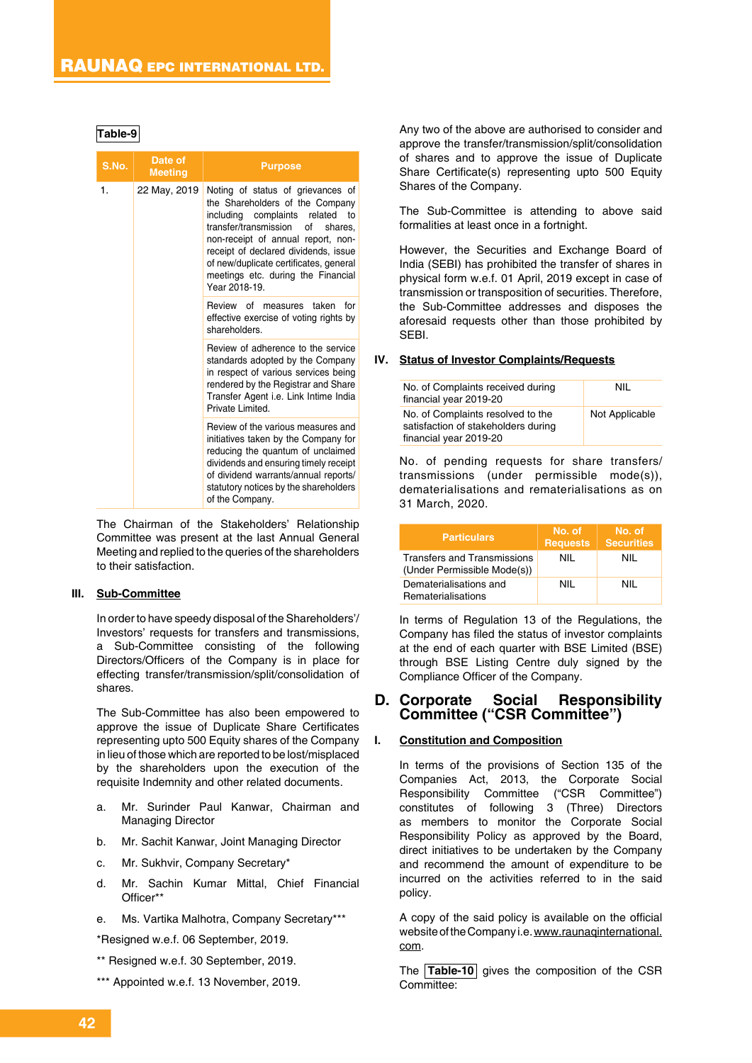**Table-9**

| S.No. | Date of Meeting | Purpose |
|---|---|---|
| 1. | 22 May, 2019 | Noting of status of grievances of the Shareholders of the Company including complaints related to transfer/transmission of shares, non-receipt of annual report, non-receipt of declared dividends, issue of new/duplicate certificates, general meetings etc. during the Financial Year 2018-19. |
| | | Review of measures taken for effective exercise of voting rights by shareholders. |
| | | Review of adherence to the service standards adopted by the Company in respect of various services being rendered by the Registrar and Share Transfer Agent i.e. Link Intime India Private Limited. |
| | | Review of the various measures and initiatives taken by the Company for reducing the quantum of unclaimed dividends and ensuring timely receipt of dividend warrants/annual reports/ statutory notices by the shareholders of the Company. |

The Chairman of the Stakeholders' Relationship Committee was present at the last Annual General Meeting and replied to the queries of the shareholders to their satisfaction.

### III. Sub-Committee

In order to have speedy disposal of the Shareholders'/ Investors' requests for transfers and transmissions, a Sub-Committee consisting of the following Directors/Officers of the Company is in place for effecting transfer/transmission/split/consolidation of shares.

The Sub-Committee has also been empowered to approve the issue of Duplicate Share Certificates representing upto 500 Equity shares of the Company in lieu of those which are reported to be lost/misplaced by the shareholders upon the execution of the requisite Indemnity and other related documents.

a. Mr. Surinder Paul Kanwar, Chairman and Managing Director

b. Mr. Sachit Kanwar, Joint Managing Director

c. Mr. Sukhvir, Company Secretary*

d. Mr. Sachin Kumar Mittal, Chief Financial Officer**

e. Ms. Vartika Malhotra, Company Secretary***

*Resigned w.e.f. 06 September, 2019.

** Resigned w.e.f. 30 September, 2019.

*** Appointed w.e.f. 13 November, 2019.

Any two of the above are authorised to consider and approve the transfer/transmission/split/consolidation of shares and to approve the issue of Duplicate Share Certificate(s) representing upto 500 Equity Shares of the Company.

The Sub-Committee is attending to above said formalities at least once in a fortnight.

However, the Securities and Exchange Board of India (SEBI) has prohibited the transfer of shares in physical form w.e.f. 01 April, 2019 except in case of transmission or transposition of securities. Therefore, the Sub-Committee addresses and disposes the aforesaid requests other than those prohibited by SEBI.

### IV. Status of Investor Complaints/Requests

| | |
|---|---|
| No. of Complaints received during financial year 2019-20 | NIL |
| No. of Complaints resolved to the satisfaction of stakeholders during financial year 2019-20 | Not Applicable |

No. of pending requests for share transfers/ transmissions (under permissible mode(s)), dematerialisations and rematerialisations as on 31 March, 2020.

| Particulars | No. of Requests | No. of Securities |
|---|---|---|
| Transfers and Transmissions (Under Permissible Mode(s)) | NIL | NIL |
| Dematerialisations and Rematerialisations | NIL | NIL |

In terms of Regulation 13 of the Regulations, the Company has filed the status of investor complaints at the end of each quarter with BSE Limited (BSE) through BSE Listing Centre duly signed by the Compliance Officer of the Company.

## D. Corporate Social Responsibility Committee ("CSR Committee")

### I. Constitution and Composition

In terms of the provisions of Section 135 of the Companies Act, 2013, the Corporate Social Responsibility Committee ("CSR Committee") constitutes of following 3 (Three) Directors as members to monitor the Corporate Social Responsibility Policy as approved by the Board, direct initiatives to be undertaken by the Company and recommend the amount of expenditure to be incurred on the activities referred to in the said policy.

A copy of the said policy is available on the official website of the Company i.e. www.raunaqinternational.com.

The **Table-10** gives the composition of the CSR Committee: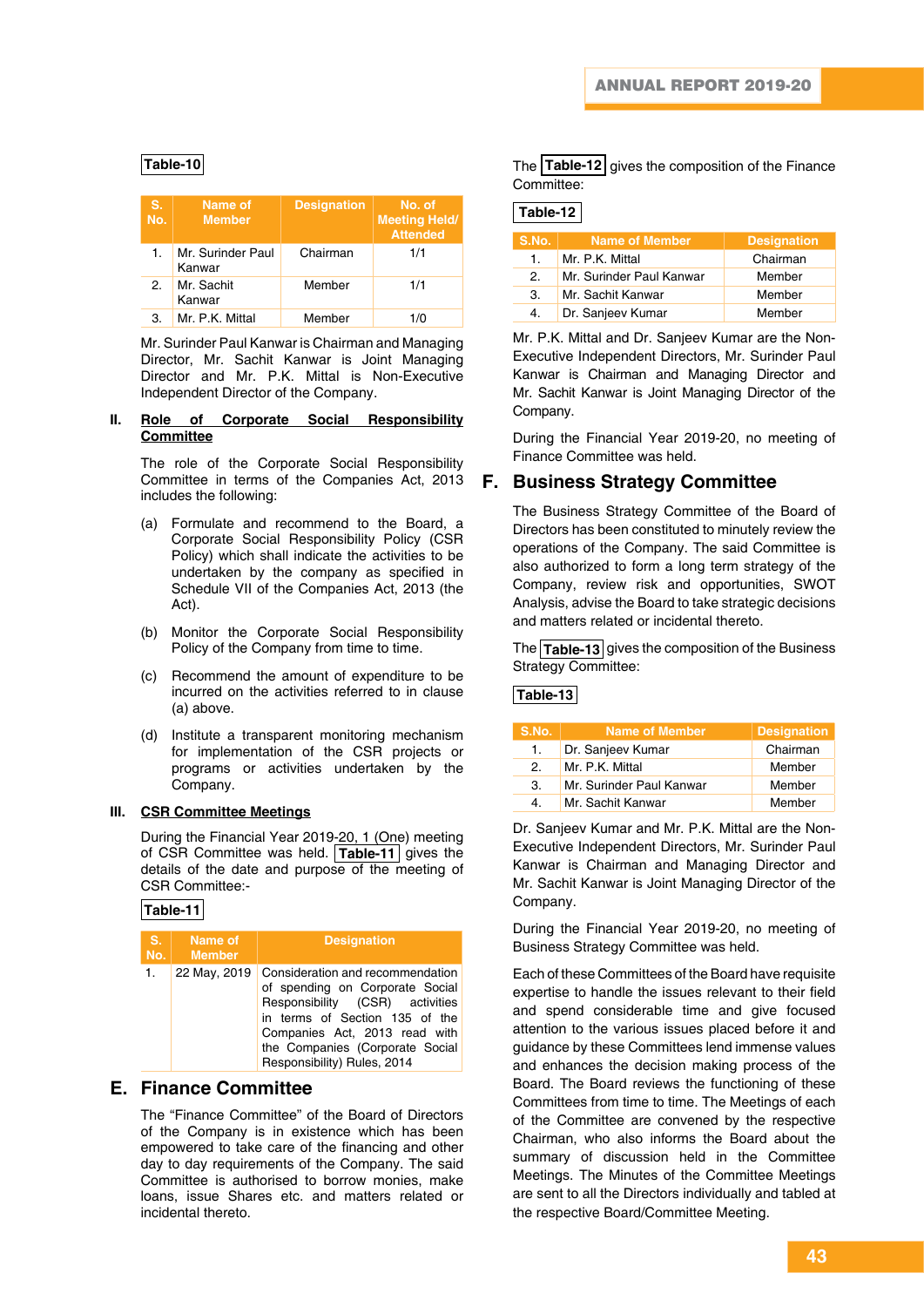**Table-10**

| S. No. | Name of Member | Designation | No. of Meeting Held/ Attended |
|---|---|---|---|
| 1. | Mr. Surinder Paul Kanwar | Chairman | 1/1 |
| 2. | Mr. Sachit Kanwar | Member | 1/1 |
| 3. | Mr. P.K. Mittal | Member | 1/0 |

Mr. Surinder Paul Kanwar is Chairman and Managing Director, Mr. Sachit Kanwar is Joint Managing Director and Mr. P.K. Mittal is Non-Executive Independent Director of the Company.

**II. Role of Corporate Social Responsibility Committee**

The role of the Corporate Social Responsibility Committee in terms of the Companies Act, 2013 includes the following:

(a) Formulate and recommend to the Board, a Corporate Social Responsibility Policy (CSR Policy) which shall indicate the activities to be undertaken by the company as specified in Schedule VII of the Companies Act, 2013 (the Act).

(b) Monitor the Corporate Social Responsibility Policy of the Company from time to time.

(c) Recommend the amount of expenditure to be incurred on the activities referred to in clause (a) above.

(d) Institute a transparent monitoring mechanism for implementation of the CSR projects or programs or activities undertaken by the Company.

**III. CSR Committee Meetings**

During the Financial Year 2019-20, 1 (One) meeting of CSR Committee was held. **Table-11** gives the details of the date and purpose of the meeting of CSR Committee:-

**Table-11**

| S. No. | Name of Member | Designation |
|---|---|---|
| 1. | 22 May, 2019 | Consideration and recommendation of spending on Corporate Social Responsibility (CSR) activities in terms of Section 135 of the Companies Act, 2013 read with the Companies (Corporate Social Responsibility) Rules, 2014 |

## E. Finance Committee

The "Finance Committee" of the Board of Directors of the Company is in existence which has been empowered to take care of the financing and other day to day requirements of the Company. The said Committee is authorised to borrow monies, make loans, issue Shares etc. and matters related or incidental thereto.

The **Table-12** gives the composition of the Finance Committee:

**Table-12**

| S.No. | Name of Member | Designation |
|---|---|---|
| 1. | Mr. P.K. Mittal | Chairman |
| 2. | Mr. Surinder Paul Kanwar | Member |
| 3. | Mr. Sachit Kanwar | Member |
| 4. | Dr. Sanjeev Kumar | Member |

Mr. P.K. Mittal and Dr. Sanjeev Kumar are the Non-Executive Independent Directors, Mr. Surinder Paul Kanwar is Chairman and Managing Director and Mr. Sachit Kanwar is Joint Managing Director of the Company.

During the Financial Year 2019-20, no meeting of Finance Committee was held.

## F. Business Strategy Committee

The Business Strategy Committee of the Board of Directors has been constituted to minutely review the operations of the Company. The said Committee is also authorized to form a long term strategy of the Company, review risk and opportunities, SWOT Analysis, advise the Board to take strategic decisions and matters related or incidental thereto.

The **Table-13** gives the composition of the Business Strategy Committee:

**Table-13**

| S.No. | Name of Member | Designation |
|---|---|---|
| 1. | Dr. Sanjeev Kumar | Chairman |
| 2. | Mr. P.K. Mittal | Member |
| 3. | Mr. Surinder Paul Kanwar | Member |
| 4. | Mr. Sachit Kanwar | Member |

Dr. Sanjeev Kumar and Mr. P.K. Mittal are the Non-Executive Independent Directors, Mr. Surinder Paul Kanwar is Chairman and Managing Director and Mr. Sachit Kanwar is Joint Managing Director of the Company.

During the Financial Year 2019-20, no meeting of Business Strategy Committee was held.

Each of these Committees of the Board have requisite expertise to handle the issues relevant to their field and spend considerable time and give focused attention to the various issues placed before it and guidance by these Committees lend immense values and enhances the decision making process of the Board. The Board reviews the functioning of these Committees from time to time. The Meetings of each of the Committee are convened by the respective Chairman, who also informs the Board about the summary of discussion held in the Committee Meetings. The Minutes of the Committee Meetings are sent to all the Directors individually and tabled at the respective Board/Committee Meeting.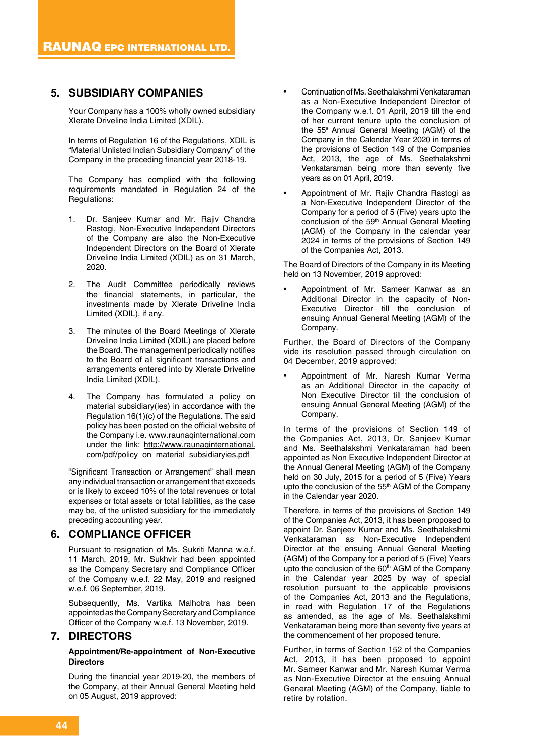## 5. SUBSIDIARY COMPANIES

Your Company has a 100% wholly owned subsidiary Xlerate Driveline India Limited (XDIL).

In terms of Regulation 16 of the Regulations, XDIL is "Material Unlisted Indian Subsidiary Company" of the Company in the preceding financial year 2018-19.

The Company has complied with the following requirements mandated in Regulation 24 of the Regulations:

1. Dr. Sanjeev Kumar and Mr. Rajiv Chandra Rastogi, Non-Executive Independent Directors of the Company are also the Non-Executive Independent Directors on the Board of Xlerate Driveline India Limited (XDIL) as on 31 March, 2020.
2. The Audit Committee periodically reviews the financial statements, in particular, the investments made by Xlerate Driveline India Limited (XDIL), if any.
3. The minutes of the Board Meetings of Xlerate Driveline India Limited (XDIL) are placed before the Board. The management periodically notifies to the Board of all significant transactions and arrangements entered into by Xlerate Driveline India Limited (XDIL).
4. The Company has formulated a policy on material subsidiary(ies) in accordance with the Regulation 16(1)(c) of the Regulations. The said policy has been posted on the official website of the Company i.e. www.raunaqinternational.com under the link: http://www.raunaqinternational.com/pdf/policy_on_material_subsidiaryies.pdf

"Significant Transaction or Arrangement" shall mean any individual transaction or arrangement that exceeds or is likely to exceed 10% of the total revenues or total expenses or total assets or total liabilities, as the case may be, of the unlisted subsidiary for the immediately preceding accounting year.

## 6. COMPLIANCE OFFICER

Pursuant to resignation of Ms. Sukriti Manna w.e.f. 11 March, 2019, Mr. Sukhvir had been appointed as the Company Secretary and Compliance Officer of the Company w.e.f. 22 May, 2019 and resigned w.e.f. 06 September, 2019.

Subsequently, Ms. Vartika Malhotra has been appointed as the Company Secretary and Compliance Officer of the Company w.e.f. 13 November, 2019.

## 7. DIRECTORS

**Appointment/Re-appointment of Non-Executive Directors**

During the financial year 2019-20, the members of the Company, at their Annual General Meeting held on 05 August, 2019 approved:

- Continuation of Ms. Seethalakshmi Venkataraman as a Non-Executive Independent Director of the Company w.e.f. 01 April, 2019 till the end of her current tenure upto the conclusion of the 55th Annual General Meeting (AGM) of the Company in the Calendar Year 2020 in terms of the provisions of Section 149 of the Companies Act, 2013, the age of Ms. Seethalakshmi Venkataraman being more than seventy five years as on 01 April, 2019.
- Appointment of Mr. Rajiv Chandra Rastogi as a Non-Executive Independent Director of the Company for a period of 5 (Five) years upto the conclusion of the 59th Annual General Meeting (AGM) of the Company in the calendar year 2024 in terms of the provisions of Section 149 of the Companies Act, 2013.

The Board of Directors of the Company in its Meeting held on 13 November, 2019 approved:

- Appointment of Mr. Sameer Kanwar as an Additional Director in the capacity of Non-Executive Director till the conclusion of ensuing Annual General Meeting (AGM) of the Company.

Further, the Board of Directors of the Company vide its resolution passed through circulation on 04 December, 2019 approved:

- Appointment of Mr. Naresh Kumar Verma as an Additional Director in the capacity of Non Executive Director till the conclusion of ensuing Annual General Meeting (AGM) of the Company.

In terms of the provisions of Section 149 of the Companies Act, 2013, Dr. Sanjeev Kumar and Ms. Seethalakshmi Venkataraman had been appointed as Non Executive Independent Director at the Annual General Meeting (AGM) of the Company held on 30 July, 2015 for a period of 5 (Five) Years upto the conclusion of the 55th AGM of the Company in the Calendar year 2020.

Therefore, in terms of the provisions of Section 149 of the Companies Act, 2013, it has been proposed to appoint Dr. Sanjeev Kumar and Ms. Seethalakshmi Venkataraman as Non-Executive Independent Director at the ensuing Annual General Meeting (AGM) of the Company for a period of 5 (Five) Years upto the conclusion of the 60th AGM of the Company in the Calendar year 2025 by way of special resolution pursuant to the applicable provisions of the Companies Act, 2013 and the Regulations, in read with Regulation 17 of the Regulations as amended, as the age of Ms. Seethalakshmi Venkataraman being more than seventy five years at the commencement of her proposed tenure.

Further, in terms of Section 152 of the Companies Act, 2013, it has been proposed to appoint Mr. Sameer Kanwar and Mr. Naresh Kumar Verma as Non-Executive Director at the ensuing Annual General Meeting (AGM) of the Company, liable to retire by rotation.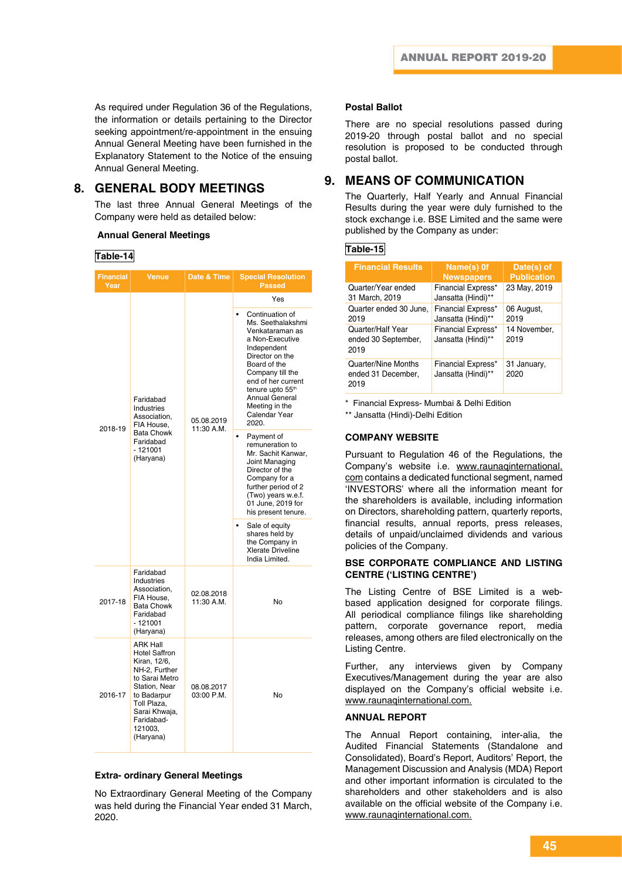As required under Regulation 36 of the Regulations, the information or details pertaining to the Director seeking appointment/re-appointment in the ensuing Annual General Meeting have been furnished in the Explanatory Statement to the Notice of the ensuing Annual General Meeting.

## 8. GENERAL BODY MEETINGS

The last three Annual General Meetings of the Company were held as detailed below:

**Annual General Meetings**

**Table-14**

| Financial Year | Venue | Date & Time | Special Resolution Passed |
|---|---|---|---|
| 2018-19 | Faridabad Industries Association, FIA House, Bata Chowk Faridabad - 121001 (Haryana) | 05.08.2019 11:30 A.M. | Yes<br>• Continuation of Ms. Seethalakshmi Venkataraman as a Non-Executive Independent Director on the Board of the Company till the end of her current tenure upto 55th Annual General Meeting in the Calendar Year 2020.<br>• Payment of remuneration to Mr. Sachit Kanwar, Joint Managing Director of the Company for a further period of 2 (Two) years w.e.f. 01 June, 2019 for his present tenure.<br>• Sale of equity shares held by the Company in Xlerate Driveline India Limited. |
| 2017-18 | Faridabad Industries Association, FIA House, Bata Chowk Faridabad - 121001 (Haryana) | 02.08.2018 11:30 A.M. | No |
| 2016-17 | ARK Hall Hotel Saffron Kiran, 12/6, NH-2, Further to Sarai Metro Station, Near to Badarpur Toll Plaza, Sarai Khwaja, Faridabad-121003, (Haryana) | 08.08.2017 03:00 P.M. | No |

**Extra- ordinary General Meetings**

No Extraordinary General Meeting of the Company was held during the Financial Year ended 31 March, 2020.

**Postal Ballot**

There are no special resolutions passed during 2019-20 through postal ballot and no special resolution is proposed to be conducted through postal ballot.

## 9. MEANS OF COMMUNICATION

The Quarterly, Half Yearly and Annual Financial Results during the year were duly furnished to the stock exchange i.e. BSE Limited and the same were published by the Company as under:

**Table-15**

| Financial Results | Name(s) 0f Newspapers | Date(s) of Publication |
|---|---|---|
| Quarter/Year ended 31 March, 2019 | Financial Express* Jansatta (Hindi)** | 23 May, 2019 |
| Quarter ended 30 June, 2019 | Financial Express* Jansatta (Hindi)** | 06 August, 2019 |
| Quarter/Half Year ended 30 September, 2019 | Financial Express* Jansatta (Hindi)** | 14 November, 2019 |
| Quarter/Nine Months ended 31 December, 2019 | Financial Express* Jansatta (Hindi)** | 31 January, 2020 |

\* Financial Express- Mumbai & Delhi Edition

** Jansatta (Hindi)-Delhi Edition

**COMPANY WEBSITE**

Pursuant to Regulation 46 of the Regulations, the Company's website i.e. www.raunaqinternational.com contains a dedicated functional segment, named 'INVESTORS' where all the information meant for the shareholders is available, including information on Directors, shareholding pattern, quarterly reports, financial results, annual reports, press releases, details of unpaid/unclaimed dividends and various policies of the Company.

**BSE CORPORATE COMPLIANCE AND LISTING CENTRE ('LISTING CENTRE')**

The Listing Centre of BSE Limited is a web-based application designed for corporate filings. All periodical compliance filings like shareholding pattern, corporate governance report, media releases, among others are filed electronically on the Listing Centre.

Further, any interviews given by Company Executives/Management during the year are also displayed on the Company's official website i.e. www.raunaqinternational.com.

**ANNUAL REPORT**

The Annual Report containing, inter-alia, the Audited Financial Statements (Standalone and Consolidated), Board's Report, Auditors' Report, the Management Discussion and Analysis (MDA) Report and other important information is circulated to the shareholders and other stakeholders and is also available on the official website of the Company i.e. www.raunaqinternational.com.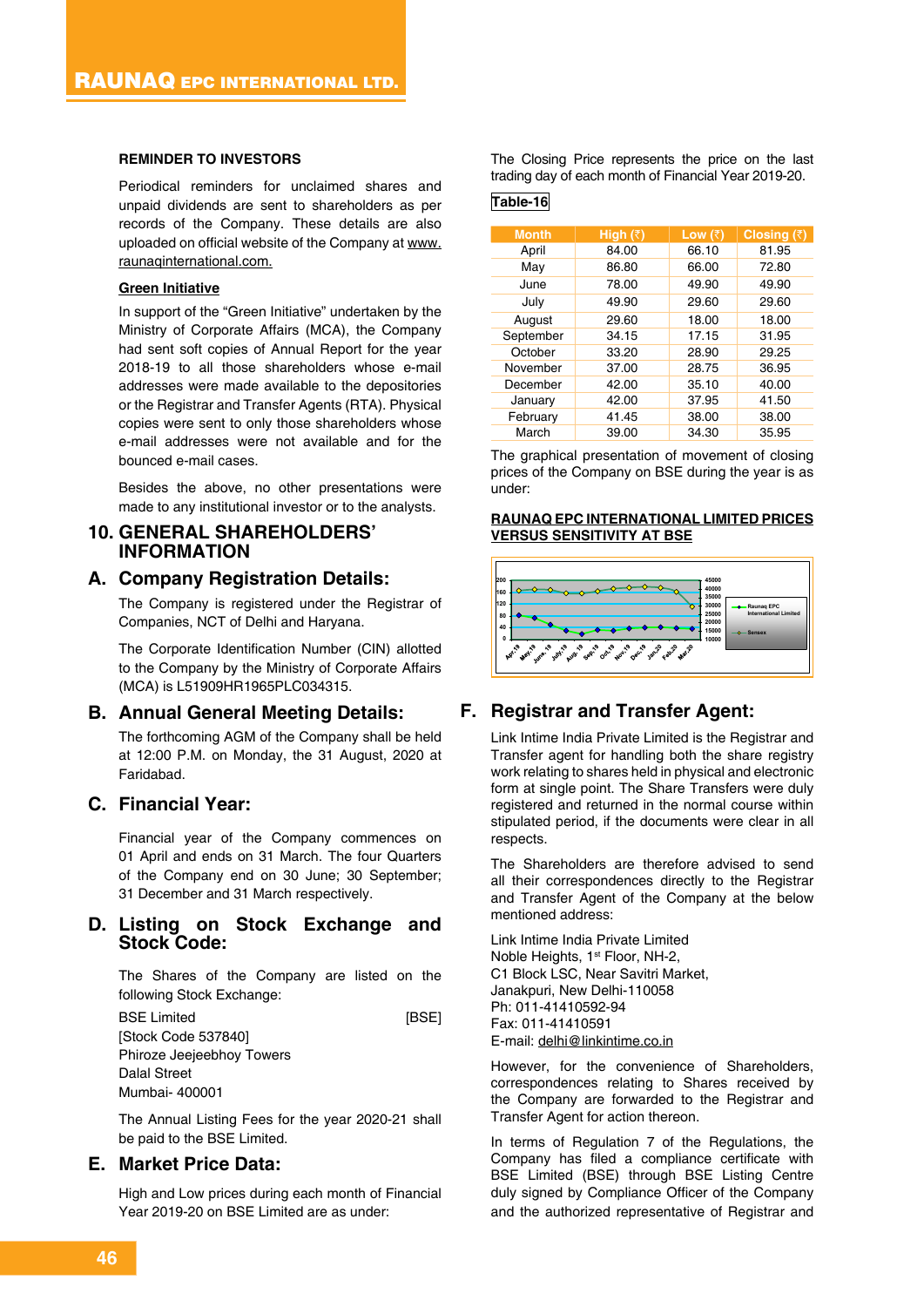### REMINDER TO INVESTORS

Periodical reminders for unclaimed shares and unpaid dividends are sent to shareholders as per records of the Company. These details are also uploaded on official website of the Company at www.raunaqinternational.com.

**Green Initiative**

In support of the "Green Initiative" undertaken by the Ministry of Corporate Affairs (MCA), the Company had sent soft copies of Annual Report for the year 2018-19 to all those shareholders whose e-mail addresses were made available to the depositories or the Registrar and Transfer Agents (RTA). Physical copies were sent to only those shareholders whose e-mail addresses were not available and for the bounced e-mail cases.

Besides the above, no other presentations were made to any institutional investor or to the analysts.

## 10. GENERAL SHAREHOLDERS' INFORMATION

### A. Company Registration Details:

The Company is registered under the Registrar of Companies, NCT of Delhi and Haryana.

The Corporate Identification Number (CIN) allotted to the Company by the Ministry of Corporate Affairs (MCA) is L51909HR1965PLC034315.

### B. Annual General Meeting Details:

The forthcoming AGM of the Company shall be held at 12:00 P.M. on Monday, the 31 August, 2020 at Faridabad.

### C. Financial Year:

Financial year of the Company commences on 01 April and ends on 31 March. The four Quarters of the Company end on 30 June; 30 September; 31 December and 31 March respectively.

### D. Listing on Stock Exchange and Stock Code:

The Shares of the Company are listed on the following Stock Exchange:

BSE Limited [BSE]
[Stock Code 537840]
Phiroze Jeejeebhoy Towers
Dalal Street
Mumbai- 400001

The Annual Listing Fees for the year 2020-21 shall be paid to the BSE Limited.

### E. Market Price Data:

High and Low prices during each month of Financial Year 2019-20 on BSE Limited are as under:

The Closing Price represents the price on the last trading day of each month of Financial Year 2019-20.

**Table-16**

| Month | High (₹) | Low (₹) | Closing (₹) |
|---|---|---|---|
| April | 84.00 | 66.10 | 81.95 |
| May | 86.80 | 66.00 | 72.80 |
| June | 78.00 | 49.90 | 49.90 |
| July | 49.90 | 29.60 | 29.60 |
| August | 29.60 | 18.00 | 18.00 |
| September | 34.15 | 17.15 | 31.95 |
| October | 33.20 | 28.90 | 29.25 |
| November | 37.00 | 28.75 | 36.95 |
| December | 42.00 | 35.10 | 40.00 |
| January | 42.00 | 37.95 | 41.50 |
| February | 41.45 | 38.00 | 38.00 |
| March | 39.00 | 34.30 | 35.95 |

The graphical presentation of movement of closing prices of the Company on BSE during the year is as under:

**RAUNAQ EPC INTERNATIONAL LIMITED PRICES VERSUS SENSITIVITY AT BSE**

### F. Registrar and Transfer Agent:

Link Intime India Private Limited is the Registrar and Transfer agent for handling both the share registry work relating to shares held in physical and electronic form at single point. The Share Transfers were duly registered and returned in the normal course within stipulated period, if the documents were clear in all respects.

The Shareholders are therefore advised to send all their correspondences directly to the Registrar and Transfer Agent of the Company at the below mentioned address:

Link Intime India Private Limited
Noble Heights, 1st Floor, NH-2,
C1 Block LSC, Near Savitri Market,
Janakpuri, New Delhi-110058
Ph: 011-41410592-94
Fax: 011-41410591
E-mail: delhi@linkintime.co.in

However, for the convenience of Shareholders, correspondences relating to Shares received by the Company are forwarded to the Registrar and Transfer Agent for action thereon.

In terms of Regulation 7 of the Regulations, the Company has filed a compliance certificate with BSE Limited (BSE) through BSE Listing Centre duly signed by Compliance Officer of the Company and the authorized representative of Registrar and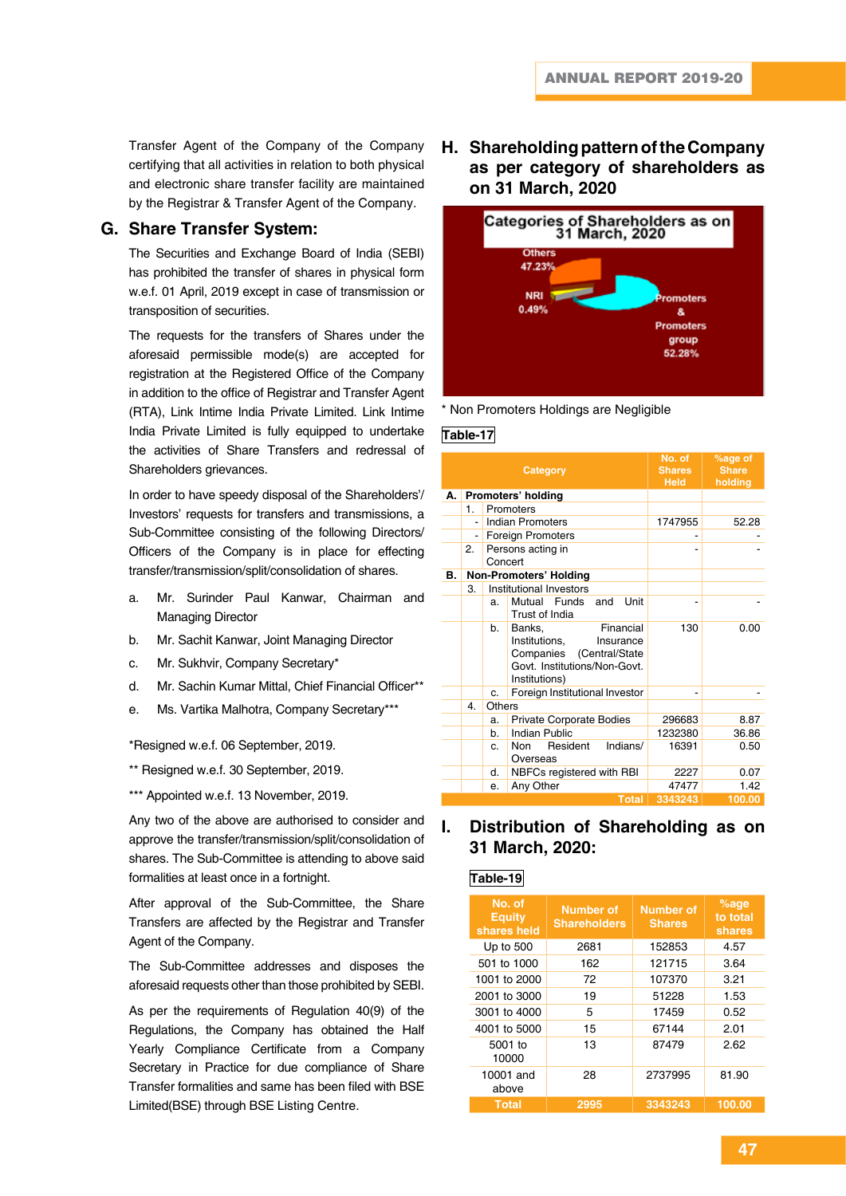Transfer Agent of the Company of the Company certifying that all activities in relation to both physical and electronic share transfer facility are maintained by the Registrar & Transfer Agent of the Company.

## G. Share Transfer System:

The Securities and Exchange Board of India (SEBI) has prohibited the transfer of shares in physical form w.e.f. 01 April, 2019 except in case of transmission or transposition of securities.

The requests for the transfers of Shares under the aforesaid permissible mode(s) are accepted for registration at the Registered Office of the Company in addition to the office of Registrar and Transfer Agent (RTA), Link Intime India Private Limited. Link Intime India Private Limited is fully equipped to undertake the activities of Share Transfers and redressal of Shareholders grievances.

In order to have speedy disposal of the Shareholders'/ Investors' requests for transfers and transmissions, a Sub-Committee consisting of the following Directors/ Officers of the Company is in place for effecting transfer/transmission/split/consolidation of shares.

a. Mr. Surinder Paul Kanwar, Chairman and Managing Director

b. Mr. Sachit Kanwar, Joint Managing Director

c. Mr. Sukhvir, Company Secretary*

d. Mr. Sachin Kumar Mittal, Chief Financial Officer**

e. Ms. Vartika Malhotra, Company Secretary***

*Resigned w.e.f. 06 September, 2019.

** Resigned w.e.f. 30 September, 2019.

*** Appointed w.e.f. 13 November, 2019.

Any two of the above are authorised to consider and approve the transfer/transmission/split/consolidation of shares. The Sub-Committee is attending to above said formalities at least once in a fortnight.

After approval of the Sub-Committee, the Share Transfers are affected by the Registrar and Transfer Agent of the Company.

The Sub-Committee addresses and disposes the aforesaid requests other than those prohibited by SEBI.

As per the requirements of Regulation 40(9) of the Regulations, the Company has obtained the Half Yearly Compliance Certificate from a Company Secretary in Practice for due compliance of Share Transfer formalities and same has been filed with BSE Limited(BSE) through BSE Listing Centre.

## H. Shareholding pattern of the Company as per category of shareholders as on 31 March, 2020

Categories of Shareholders as on 31 March, 2020

Others 47.23%

NRI 0.49%

Promoters & Promoters group 52.28%

* Non Promoters Holdings are Negligible

**Table-17**

| | | | Category | No. of Shares Held | %age of Share holding |
|---|---|---|---|---|---|
| **A.** | **Promoters' holding** | | | | |
| | 1. | | Promoters | | |
| | - | | Indian Promoters | 1747955 | 52.28 |
| | - | | Foreign Promoters | - | - |
| | 2. | | Persons acting in Concert | - | - |
| **B.** | **Non-Promoters' Holding** | | | | |
| | 3. | | Institutional Investors | | |
| | | a. | Mutual Funds and Unit Trust of India | - | - |
| | | b. | Banks, Financial Institutions, Insurance Companies (Central/State Govt. Institutions/Non-Govt. Institutions) | 130 | 0.00 |
| | | c. | Foreign Institutional Investor | - | - |
| | 4. | | Others | | |
| | | a. | Private Corporate Bodies | 296683 | 8.87 |
| | | b. | Indian Public | 1232380 | 36.86 |
| | | c. | Non Resident Indians/ Overseas | 16391 | 0.50 |
| | | d. | NBFCs registered with RBI | 2227 | 0.07 |
| | | e. | Any Other | 47477 | 1.42 |
| | | | **Total** | **3343243** | **100.00** |

## I. Distribution of Shareholding as on 31 March, 2020:

**Table-19**

| No. of Equity shares held | Number of Shareholders | Number of Shares | %age to total shares |
|---|---|---|---|
| Up to 500 | 2681 | 152853 | 4.57 |
| 501 to 1000 | 162 | 121715 | 3.64 |
| 1001 to 2000 | 72 | 107370 | 3.21 |
| 2001 to 3000 | 19 | 51228 | 1.53 |
| 3001 to 4000 | 5 | 17459 | 0.52 |
| 4001 to 5000 | 15 | 67144 | 2.01 |
| 5001 to 10000 | 13 | 87479 | 2.62 |
| 10001 and above | 28 | 2737995 | 81.90 |
| **Total** | **2995** | **3343243** | **100.00** |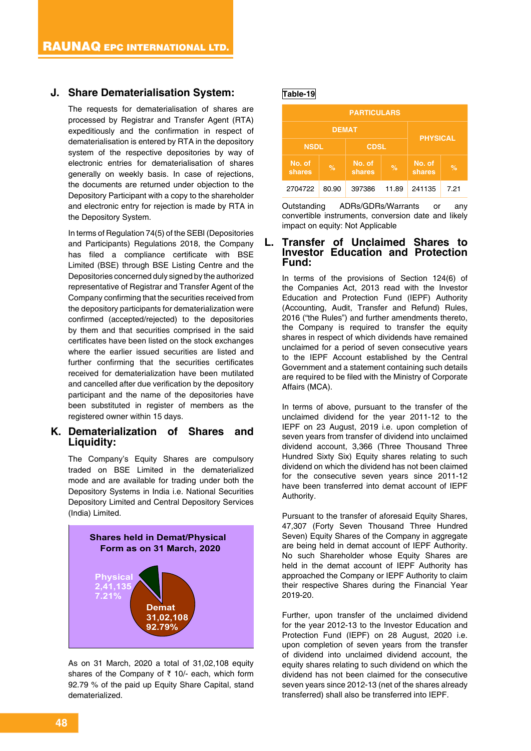## J. Share Dematerialisation System:

The requests for dematerialisation of shares are processed by Registrar and Transfer Agent (RTA) expeditiously and the confirmation in respect of dematerialisation is entered by RTA in the depository system of the respective depositories by way of electronic entries for dematerialisation of shares generally on weekly basis. In case of rejections, the documents are returned under objection to the Depository Participant with a copy to the shareholder and electronic entry for rejection is made by RTA in the Depository System.

In terms of Regulation 74(5) of the SEBI (Depositories and Participants) Regulations 2018, the Company has filed a compliance certificate with BSE Limited (BSE) through BSE Listing Centre and the Depositories concerned duly signed by the authorized representative of Registrar and Transfer Agent of the Company confirming that the securities received from the depository participants for dematerialization were confirmed (accepted/rejected) to the depositories by them and that securities comprised in the said certificates have been listed on the stock exchanges where the earlier issued securities are listed and further confirming that the securities certificates received for dematerialization have been mutilated and cancelled after due verification by the depository participant and the name of the depositories have been substituted in register of members as the registered owner within 15 days.

## K. Dematerialization of Shares and Liquidity:

The Company's Equity Shares are compulsory traded on BSE Limited in the dematerialized mode and are available for trading under both the Depository Systems in India i.e. National Securities Depository Limited and Central Depository Services (India) Limited.

**Shares held in Demat/Physical Form as on 31 March, 2020**

Physical 2,41,135 7.21%

Demat 31,02,108 92.79%

As on 31 March, 2020 a total of 31,02,108 equity shares of the Company of ₹ 10/- each, which form 92.79 % of the paid up Equity Share Capital, stand dematerialized.

**Table-19**

| PARTICULARS | | | | | |
|---|---|---|---|---|---|
| DEMAT | | | | PHYSICAL | |
| NSDL | | CDSL | | | |
| No. of shares | % | No. of shares | % | No. of shares | % |
| 2704722 | 80.90 | 397386 | 11.89 | 241135 | 7.21 |

Outstanding ADRs/GDRs/Warrants or any convertible instruments, conversion date and likely impact on equity: Not Applicable

## L. Transfer of Unclaimed Shares to Investor Education and Protection Fund:

In terms of the provisions of Section 124(6) of the Companies Act, 2013 read with the Investor Education and Protection Fund (IEPF) Authority (Accounting, Audit, Transfer and Refund) Rules, 2016 ("the Rules") and further amendments thereto, the Company is required to transfer the equity shares in respect of which dividends have remained unclaimed for a period of seven consecutive years to the IEPF Account established by the Central Government and a statement containing such details are required to be filed with the Ministry of Corporate Affairs (MCA).

In terms of above, pursuant to the transfer of the unclaimed dividend for the year 2011-12 to the IEPF on 23 August, 2019 i.e. upon completion of seven years from transfer of dividend into unclaimed dividend account, 3,366 (Three Thousand Three Hundred Sixty Six) Equity shares relating to such dividend on which the dividend has not been claimed for the consecutive seven years since 2011-12 have been transferred into demat account of IEPF Authority.

Pursuant to the transfer of aforesaid Equity Shares, 47,307 (Forty Seven Thousand Three Hundred Seven) Equity Shares of the Company in aggregate are being held in demat account of IEPF Authority. No such Shareholder whose Equity Shares are held in the demat account of IEPF Authority has approached the Company or IEPF Authority to claim their respective Shares during the Financial Year 2019-20.

Further, upon transfer of the unclaimed dividend for the year 2012-13 to the Investor Education and Protection Fund (IEPF) on 28 August, 2020 i.e. upon completion of seven years from the transfer of dividend into unclaimed dividend account, the equity shares relating to such dividend on which the dividend has not been claimed for the consecutive seven years since 2012-13 (net of the shares already transferred) shall also be transferred into IEPF.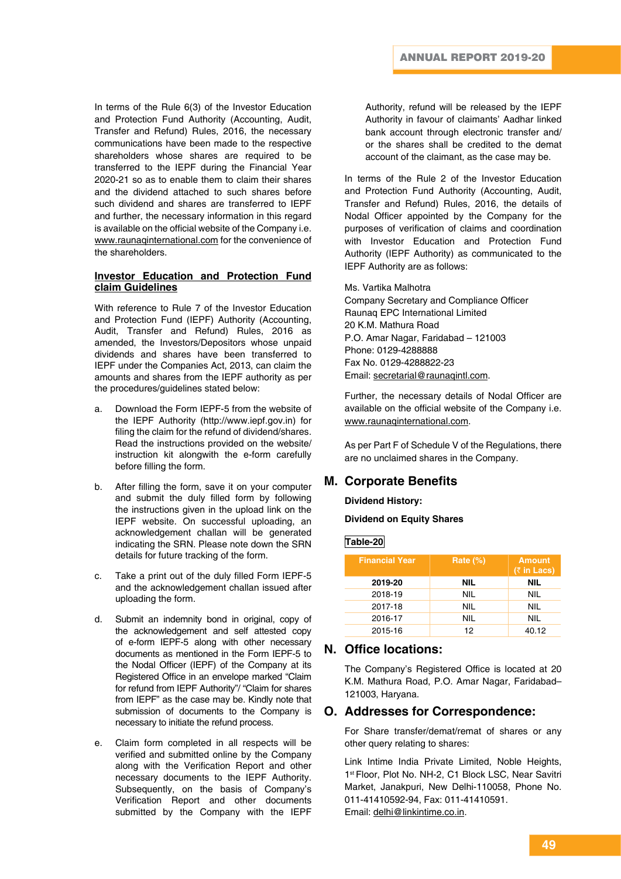In terms of the Rule 6(3) of the Investor Education and Protection Fund Authority (Accounting, Audit, Transfer and Refund) Rules, 2016, the necessary communications have been made to the respective shareholders whose shares are required to be transferred to the IEPF during the Financial Year 2020-21 so as to enable them to claim their shares and the dividend attached to such shares before such dividend and shares are transferred to IEPF and further, the necessary information in this regard is available on the official website of the Company i.e. www.raunaqinternational.com for the convenience of the shareholders.

**Investor Education and Protection Fund claim Guidelines**

With reference to Rule 7 of the Investor Education and Protection Fund (IEPF) Authority (Accounting, Audit, Transfer and Refund) Rules, 2016 as amended, the Investors/Depositors whose unpaid dividends and shares have been transferred to IEPF under the Companies Act, 2013, can claim the amounts and shares from the IEPF authority as per the procedures/guidelines stated below:

a. Download the Form IEPF-5 from the website of the IEPF Authority (http://www.iepf.gov.in) for filing the claim for the refund of dividend/shares. Read the instructions provided on the website/ instruction kit alongwith the e-form carefully before filling the form.

b. After filling the form, save it on your computer and submit the duly filled form by following the instructions given in the upload link on the IEPF website. On successful uploading, an acknowledgement challan will be generated indicating the SRN. Please note down the SRN details for future tracking of the form.

c. Take a print out of the duly filled Form IEPF-5 and the acknowledgement challan issued after uploading the form.

d. Submit an indemnity bond in original, copy of the acknowledgement and self attested copy of e-form IEPF-5 along with other necessary documents as mentioned in the Form IEPF-5 to the Nodal Officer (IEPF) of the Company at its Registered Office in an envelope marked "Claim for refund from IEPF Authority"/ "Claim for shares from IEPF" as the case may be. Kindly note that submission of documents to the Company is necessary to initiate the refund process.

e. Claim form completed in all respects will be verified and submitted online by the Company along with the Verification Report and other necessary documents to the IEPF Authority. Subsequently, on the basis of Company's Verification Report and other documents submitted by the Company with the IEPF Authority, refund will be released by the IEPF Authority in favour of claimants' Aadhar linked bank account through electronic transfer and/ or the shares shall be credited to the demat account of the claimant, as the case may be.

In terms of the Rule 2 of the Investor Education and Protection Fund Authority (Accounting, Audit, Transfer and Refund) Rules, 2016, the details of Nodal Officer appointed by the Company for the purposes of verification of claims and coordination with Investor Education and Protection Fund Authority (IEPF Authority) as communicated to the IEPF Authority are as follows:

Ms. Vartika Malhotra
Company Secretary and Compliance Officer
Raunaq EPC International Limited
20 K.M. Mathura Road
P.O. Amar Nagar, Faridabad – 121003
Phone: 0129-4288888
Fax No. 0129-4288822-23
Email: secretarial@raunaqintl.com.

Further, the necessary details of Nodal Officer are available on the official website of the Company i.e. www.raunaqinternational.com.

As per Part F of Schedule V of the Regulations, there are no unclaimed shares in the Company.

## M. Corporate Benefits

**Dividend History:**

**Dividend on Equity Shares**

**Table-20**

| Financial Year | Rate (%) | Amount (₹ in Lacs) |
|---|---|---|
| **2019-20** | **NIL** | **NIL** |
| 2018-19 | NIL | NIL |
| 2017-18 | NIL | NIL |
| 2016-17 | NIL | NIL |
| 2015-16 | 12 | 40.12 |

## N. Office locations:

The Company's Registered Office is located at 20 K.M. Mathura Road, P.O. Amar Nagar, Faridabad–121003, Haryana.

## O. Addresses for Correspondence:

For Share transfer/demat/remat of shares or any other query relating to shares:

Link Intime India Private Limited, Noble Heights, 1st Floor, Plot No. NH-2, C1 Block LSC, Near Savitri Market, Janakpuri, New Delhi-110058, Phone No. 011-41410592-94, Fax: 011-41410591.
Email: delhi@linkintime.co.in.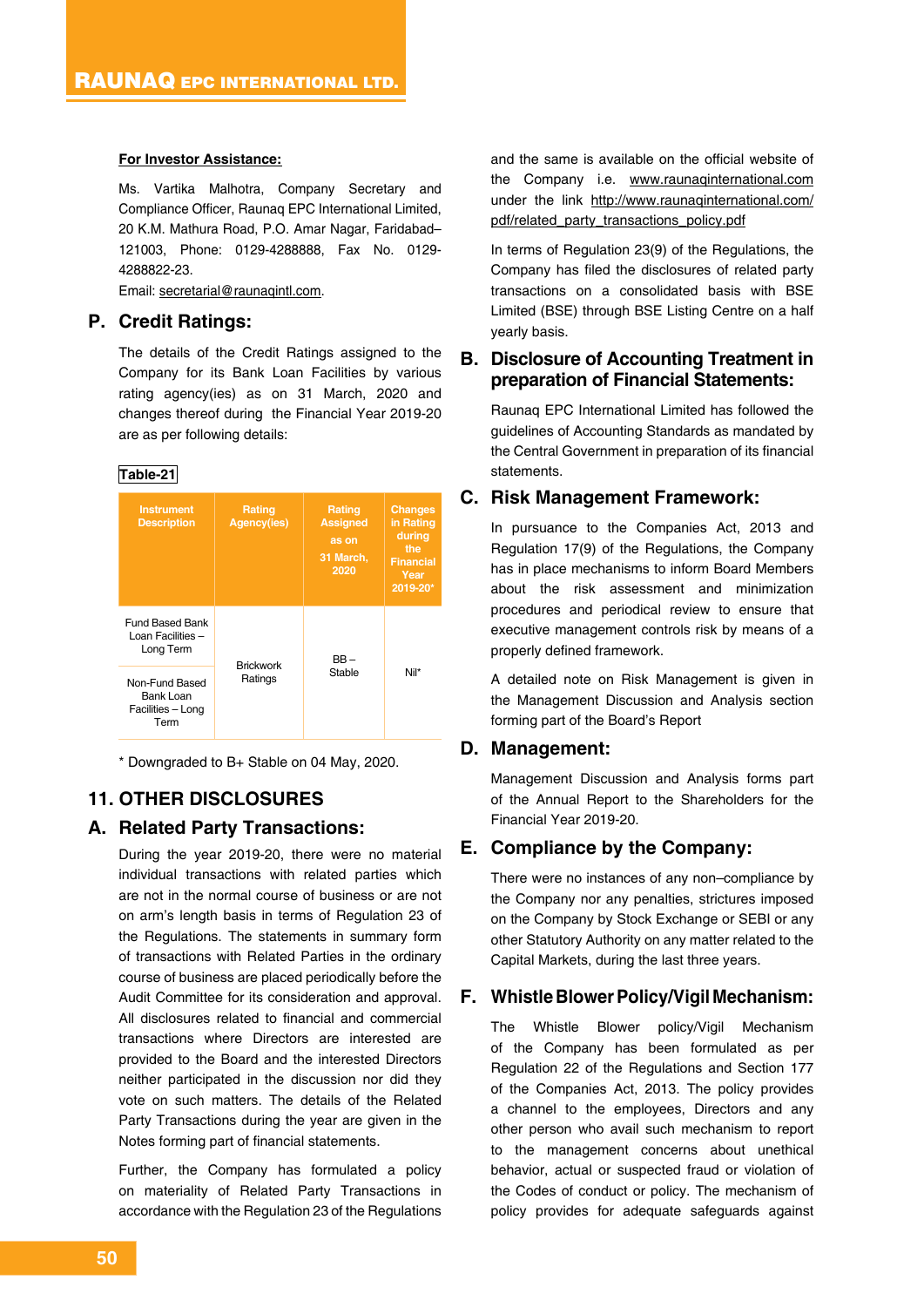**For Investor Assistance:**

Ms. Vartika Malhotra, Company Secretary and Compliance Officer, Raunaq EPC International Limited, 20 K.M. Mathura Road, P.O. Amar Nagar, Faridabad–121003, Phone: 0129-4288888, Fax No. 0129-4288822-23.
Email: secretarial@raunaqintl.com.

## P. Credit Ratings:

The details of the Credit Ratings assigned to the Company for its Bank Loan Facilities by various rating agency(ies) as on 31 March, 2020 and changes thereof during the Financial Year 2019-20 are as per following details:

**Table-21**

| Instrument Description | Rating Agency(ies) | Rating Assigned as on 31 March, 2020 | Changes in Rating during the Financial Year 2019-20* |
|---|---|---|---|
| Fund Based Bank Loan Facilities – Long Term | Brickwork Ratings | BB – Stable | Nil* |
| Non-Fund Based Bank Loan Facilities – Long Term | | | |

\* Downgraded to B+ Stable on 04 May, 2020.

# 11. OTHER DISCLOSURES

## A. Related Party Transactions:

During the year 2019-20, there were no material individual transactions with related parties which are not in the normal course of business or are not on arm's length basis in terms of Regulation 23 of the Regulations. The statements in summary form of transactions with Related Parties in the ordinary course of business are placed periodically before the Audit Committee for its consideration and approval. All disclosures related to financial and commercial transactions where Directors are interested are provided to the Board and the interested Directors neither participated in the discussion nor did they vote on such matters. The details of the Related Party Transactions during the year are given in the Notes forming part of financial statements.

Further, the Company has formulated a policy on materiality of Related Party Transactions in accordance with the Regulation 23 of the Regulations and the same is available on the official website of the Company i.e. www.raunaqinternational.com under the link http://www.raunaqinternational.com/pdf/related_party_transactions_policy.pdf

In terms of Regulation 23(9) of the Regulations, the Company has filed the disclosures of related party transactions on a consolidated basis with BSE Limited (BSE) through BSE Listing Centre on a half yearly basis.

## B. Disclosure of Accounting Treatment in preparation of Financial Statements:

Raunaq EPC International Limited has followed the guidelines of Accounting Standards as mandated by the Central Government in preparation of its financial statements.

## C. Risk Management Framework:

In pursuance to the Companies Act, 2013 and Regulation 17(9) of the Regulations, the Company has in place mechanisms to inform Board Members about the risk assessment and minimization procedures and periodical review to ensure that executive management controls risk by means of a properly defined framework.

A detailed note on Risk Management is given in the Management Discussion and Analysis section forming part of the Board's Report

## D. Management:

Management Discussion and Analysis forms part of the Annual Report to the Shareholders for the Financial Year 2019-20.

## E. Compliance by the Company:

There were no instances of any non–compliance by the Company nor any penalties, strictures imposed on the Company by Stock Exchange or SEBI or any other Statutory Authority on any matter related to the Capital Markets, during the last three years.

## F. Whistle Blower Policy/Vigil Mechanism:

The Whistle Blower policy/Vigil Mechanism of the Company has been formulated as per Regulation 22 of the Regulations and Section 177 of the Companies Act, 2013. The policy provides a channel to the employees, Directors and any other person who avail such mechanism to report to the management concerns about unethical behavior, actual or suspected fraud or violation of the Codes of conduct or policy. The mechanism of policy provides for adequate safeguards against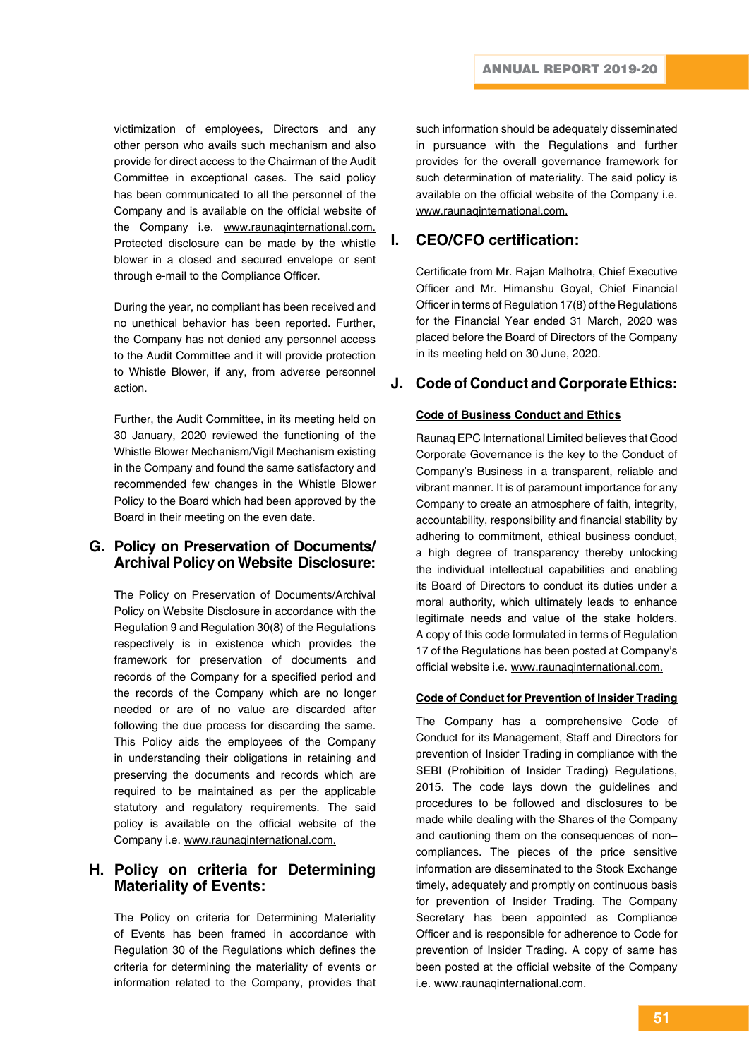victimization of employees, Directors and any other person who avails such mechanism and also provide for direct access to the Chairman of the Audit Committee in exceptional cases. The said policy has been communicated to all the personnel of the Company and is available on the official website of the Company i.e. www.raunaqinternational.com. Protected disclosure can be made by the whistle blower in a closed and secured envelope or sent through e-mail to the Compliance Officer.

During the year, no compliant has been received and no unethical behavior has been reported. Further, the Company has not denied any personnel access to the Audit Committee and it will provide protection to Whistle Blower, if any, from adverse personnel action.

Further, the Audit Committee, in its meeting held on 30 January, 2020 reviewed the functioning of the Whistle Blower Mechanism/Vigil Mechanism existing in the Company and found the same satisfactory and recommended few changes in the Whistle Blower Policy to the Board which had been approved by the Board in their meeting on the even date.

## G. Policy on Preservation of Documents/ Archival Policy on Website Disclosure:

The Policy on Preservation of Documents/Archival Policy on Website Disclosure in accordance with the Regulation 9 and Regulation 30(8) of the Regulations respectively is in existence which provides the framework for preservation of documents and records of the Company for a specified period and the records of the Company which are no longer needed or are of no value are discarded after following the due process for discarding the same. This Policy aids the employees of the Company in understanding their obligations in retaining and preserving the documents and records which are required to be maintained as per the applicable statutory and regulatory requirements. The said policy is available on the official website of the Company i.e. www.raunaqinternational.com.

## H. Policy on criteria for Determining Materiality of Events:

The Policy on criteria for Determining Materiality of Events has been framed in accordance with Regulation 30 of the Regulations which defines the criteria for determining the materiality of events or information related to the Company, provides that such information should be adequately disseminated in pursuance with the Regulations and further provides for the overall governance framework for such determination of materiality. The said policy is available on the official website of the Company i.e. www.raunaqinternational.com.

## I. CEO/CFO certification:

Certificate from Mr. Rajan Malhotra, Chief Executive Officer and Mr. Himanshu Goyal, Chief Financial Officer in terms of Regulation 17(8) of the Regulations for the Financial Year ended 31 March, 2020 was placed before the Board of Directors of the Company in its meeting held on 30 June, 2020.

## J. Code of Conduct and Corporate Ethics:

**Code of Business Conduct and Ethics**

Raunaq EPC International Limited believes that Good Corporate Governance is the key to the Conduct of Company's Business in a transparent, reliable and vibrant manner. It is of paramount importance for any Company to create an atmosphere of faith, integrity, accountability, responsibility and financial stability by adhering to commitment, ethical business conduct, a high degree of transparency thereby unlocking the individual intellectual capabilities and enabling its Board of Directors to conduct its duties under a moral authority, which ultimately leads to enhance legitimate needs and value of the stake holders. A copy of this code formulated in terms of Regulation 17 of the Regulations has been posted at Company's official website i.e. www.raunaqinternational.com.

**Code of Conduct for Prevention of Insider Trading**

The Company has a comprehensive Code of Conduct for its Management, Staff and Directors for prevention of Insider Trading in compliance with the SEBI (Prohibition of Insider Trading) Regulations, 2015. The code lays down the guidelines and procedures to be followed and disclosures to be made while dealing with the Shares of the Company and cautioning them on the consequences of non–compliances. The pieces of the price sensitive information are disseminated to the Stock Exchange timely, adequately and promptly on continuous basis for prevention of Insider Trading. The Company Secretary has been appointed as Compliance Officer and is responsible for adherence to Code for prevention of Insider Trading. A copy of same has been posted at the official website of the Company i.e. www.raunaqinternational.com.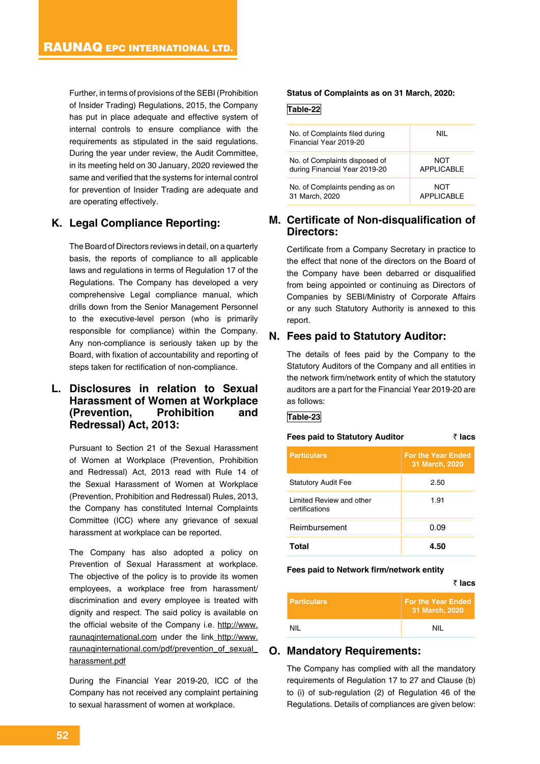Further, in terms of provisions of the SEBI (Prohibition of Insider Trading) Regulations, 2015, the Company has put in place adequate and effective system of internal controls to ensure compliance with the requirements as stipulated in the said regulations. During the year under review, the Audit Committee, in its meeting held on 30 January, 2020 reviewed the same and verified that the systems for internal control for prevention of Insider Trading are adequate and are operating effectively.

## K. Legal Compliance Reporting:

The Board of Directors reviews in detail, on a quarterly basis, the reports of compliance to all applicable laws and regulations in terms of Regulation 17 of the Regulations. The Company has developed a very comprehensive Legal compliance manual, which drills down from the Senior Management Personnel to the executive-level person (who is primarily responsible for compliance) within the Company. Any non-compliance is seriously taken up by the Board, with fixation of accountability and reporting of steps taken for rectification of non-compliance.

## L. Disclosures in relation to Sexual Harassment of Women at Workplace (Prevention, Prohibition and Redressal) Act, 2013:

Pursuant to Section 21 of the Sexual Harassment of Women at Workplace (Prevention, Prohibition and Redressal) Act, 2013 read with Rule 14 of the Sexual Harassment of Women at Workplace (Prevention, Prohibition and Redressal) Rules, 2013, the Company has constituted Internal Complaints Committee (ICC) where any grievance of sexual harassment at workplace can be reported.

The Company has also adopted a policy on Prevention of Sexual Harassment at workplace. The objective of the policy is to provide its women employees, a workplace free from harassment/ discrimination and every employee is treated with dignity and respect. The said policy is available on the official website of the Company i.e. http://www.raunaqinternational.com under the link http://www.raunaqinternational.com/pdf/prevention_of_sexual_harassment.pdf

During the Financial Year 2019-20, ICC of the Company has not received any complaint pertaining to sexual harassment of women at workplace.

**Status of Complaints as on 31 March, 2020:**

**Table-22**

| | |
|---|---|
| No. of Complaints filed during Financial Year 2019-20 | NIL |
| No. of Complaints disposed of during Financial Year 2019-20 | NOT APPLICABLE |
| No. of Complaints pending as on 31 March, 2020 | NOT APPLICABLE |

## M. Certificate of Non-disqualification of Directors:

Certificate from a Company Secretary in practice to the effect that none of the directors on the Board of the Company have been debarred or disqualified from being appointed or continuing as Directors of Companies by SEBI/Ministry of Corporate Affairs or any such Statutory Authority is annexed to this report.

## N. Fees paid to Statutory Auditor:

The details of fees paid by the Company to the Statutory Auditors of the Company and all entities in the network firm/network entity of which the statutory auditors are a part for the Financial Year 2019-20 are as follows:

**Table-23**

**Fees paid to Statutory Auditor** ₹ **lacs**

| Particulars | For the Year Ended 31 March, 2020 |
|---|---|
| Statutory Audit Fee | 2.50 |
| Limited Review and other certifications | 1.91 |
| Reimbursement | 0.09 |
| **Total** | **4.50** |

**Fees paid to Network firm/network entity**

₹ **lacs**

| Particulars | For the Year Ended 31 March, 2020 |
|---|---|
| NIL | NIL |

## O. Mandatory Requirements:

The Company has complied with all the mandatory requirements of Regulation 17 to 27 and Clause (b) to (i) of sub-regulation (2) of Regulation 46 of the Regulations. Details of compliances are given below: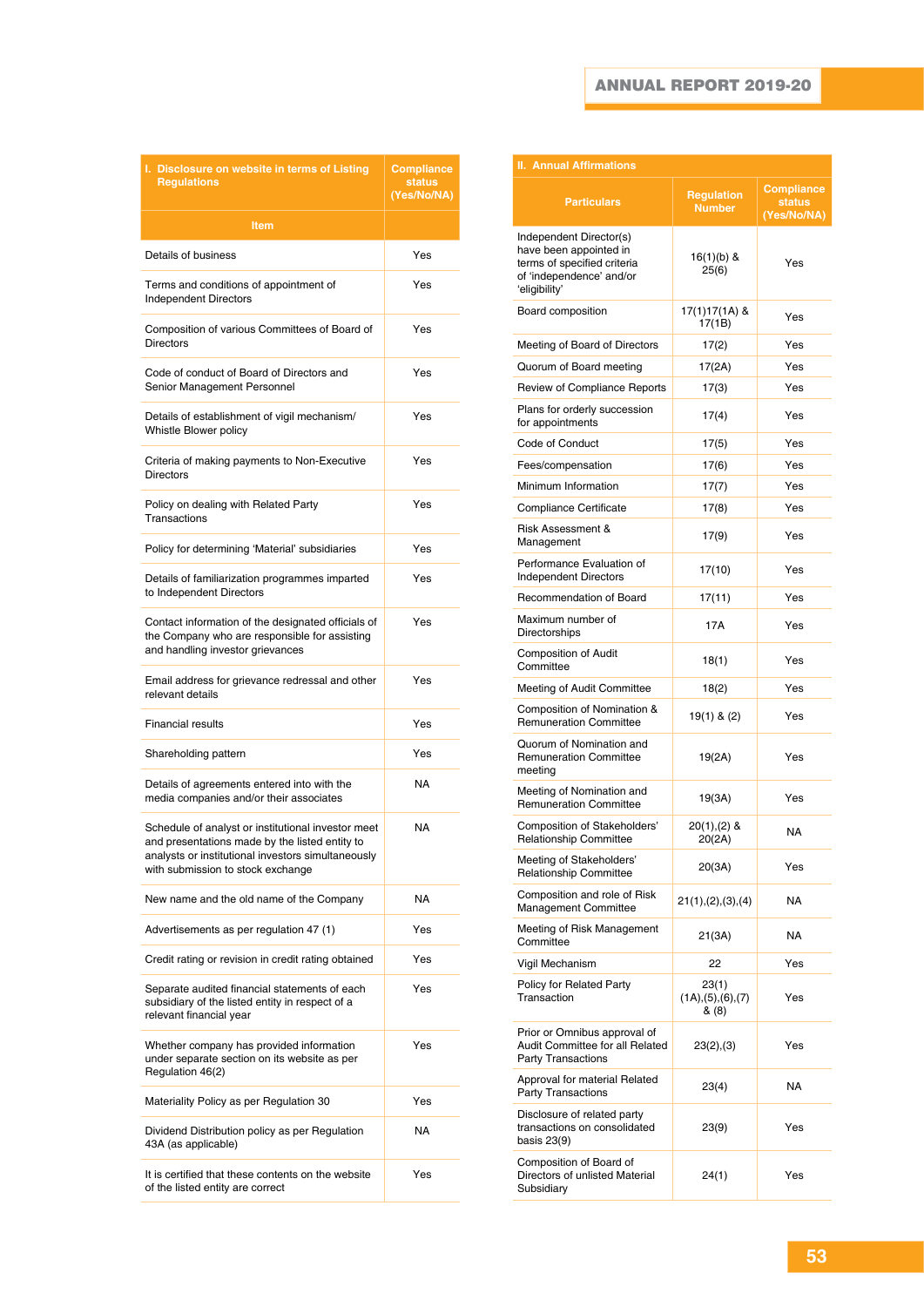| I. Disclosure on website in terms of Listing Regulations | Compliance status (Yes/No/NA) |
|---|---|
| Item | |
| Details of business | Yes |
| Terms and conditions of appointment of Independent Directors | Yes |
| Composition of various Committees of Board of Directors | Yes |
| Code of conduct of Board of Directors and Senior Management Personnel | Yes |
| Details of establishment of vigil mechanism/ Whistle Blower policy | Yes |
| Criteria of making payments to Non-Executive Directors | Yes |
| Policy on dealing with Related Party Transactions | Yes |
| Policy for determining 'Material' subsidiaries | Yes |
| Details of familiarization programmes imparted to Independent Directors | Yes |
| Contact information of the designated officials of the Company who are responsible for assisting and handling investor grievances | Yes |
| Email address for grievance redressal and other relevant details | Yes |
| Financial results | Yes |
| Shareholding pattern | Yes |
| Details of agreements entered into with the media companies and/or their associates | NA |
| Schedule of analyst or institutional investor meet and presentations made by the listed entity to analysts or institutional investors simultaneously with submission to stock exchange | NA |
| New name and the old name of the Company | NA |
| Advertisements as per regulation 47 (1) | Yes |
| Credit rating or revision in credit rating obtained | Yes |
| Separate audited financial statements of each subsidiary of the listed entity in respect of a relevant financial year | Yes |
| Whether company has provided information under separate section on its website as per Regulation 46(2) | Yes |
| Materiality Policy as per Regulation 30 | Yes |
| Dividend Distribution policy as per Regulation 43A (as applicable) | NA |
| It is certified that these contents on the website of the listed entity are correct | Yes |

| II. Annual Affirmations | | |
|---|---|---|
| Particulars | Regulation Number | Compliance status (Yes/No/NA) |
| Independent Director(s) have been appointed in terms of specified criteria of 'independence' and/or 'eligibility' | 16(1)(b) & 25(6) | Yes |
| Board composition | 17(1)17(1A) & 17(1B) | Yes |
| Meeting of Board of Directors | 17(2) | Yes |
| Quorum of Board meeting | 17(2A) | Yes |
| Review of Compliance Reports | 17(3) | Yes |
| Plans for orderly succession for appointments | 17(4) | Yes |
| Code of Conduct | 17(5) | Yes |
| Fees/compensation | 17(6) | Yes |
| Minimum Information | 17(7) | Yes |
| Compliance Certificate | 17(8) | Yes |
| Risk Assessment & Management | 17(9) | Yes |
| Performance Evaluation of Independent Directors | 17(10) | Yes |
| Recommendation of Board | 17(11) | Yes |
| Maximum number of Directorships | 17A | Yes |
| Composition of Audit Committee | 18(1) | Yes |
| Meeting of Audit Committee | 18(2) | Yes |
| Composition of Nomination & Remuneration Committee | 19(1) & (2) | Yes |
| Quorum of Nomination and Remuneration Committee meeting | 19(2A) | Yes |
| Meeting of Nomination and Remuneration Committee | 19(3A) | Yes |
| Composition of Stakeholders' Relationship Committee | 20(1),(2) & 20(2A) | NA |
| Meeting of Stakeholders' Relationship Committee | 20(3A) | Yes |
| Composition and role of Risk Management Committee | 21(1),(2),(3),(4) | NA |
| Meeting of Risk Management Committee | 21(3A) | NA |
| Vigil Mechanism | 22 | Yes |
| Policy for Related Party Transaction | 23(1) (1A),(5),(6),(7) & (8) | Yes |
| Prior or Omnibus approval of Audit Committee for all Related Party Transactions | 23(2),(3) | Yes |
| Approval for material Related Party Transactions | 23(4) | NA |
| Disclosure of related party transactions on consolidated basis 23(9) | 23(9) | Yes |
| Composition of Board of Directors of unlisted Material Subsidiary | 24(1) | Yes |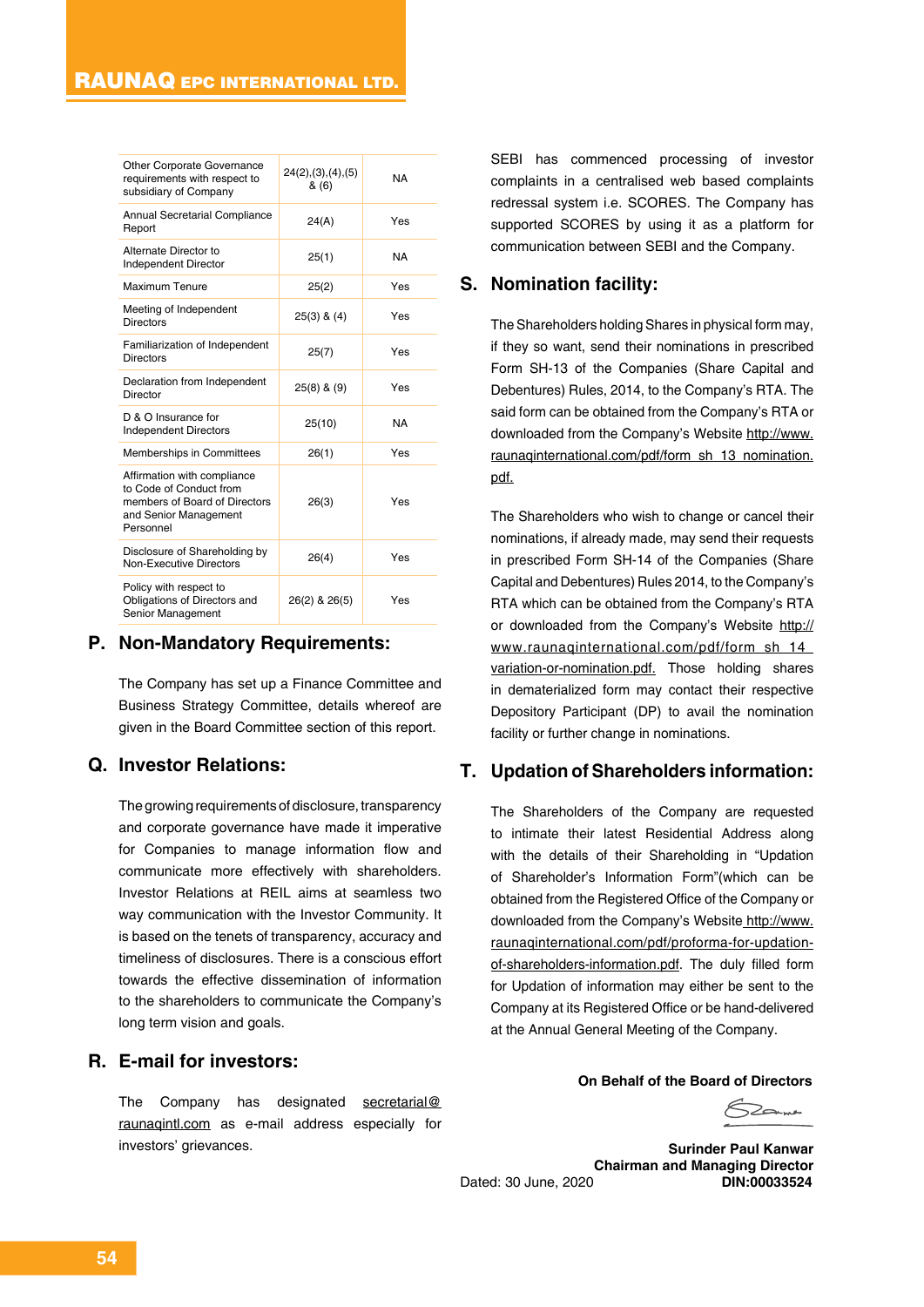| Other Corporate Governance requirements with respect to subsidiary of Company | 24(2),(3),(4),(5) & (6) | NA |
|---|---|---|
| Annual Secretarial Compliance Report | 24(A) | Yes |
| Alternate Director to Independent Director | 25(1) | NA |
| Maximum Tenure | 25(2) | Yes |
| Meeting of Independent Directors | 25(3) & (4) | Yes |
| Familiarization of Independent Directors | 25(7) | Yes |
| Declaration from Independent Director | 25(8) & (9) | Yes |
| D & O Insurance for Independent Directors | 25(10) | NA |
| Memberships in Committees | 26(1) | Yes |
| Affirmation with compliance to Code of Conduct from members of Board of Directors and Senior Management Personnel | 26(3) | Yes |
| Disclosure of Shareholding by Non-Executive Directors | 26(4) | Yes |
| Policy with respect to Obligations of Directors and Senior Management | 26(2) & 26(5) | Yes |

## P. Non-Mandatory Requirements:

The Company has set up a Finance Committee and Business Strategy Committee, details whereof are given in the Board Committee section of this report.

## Q. Investor Relations:

The growing requirements of disclosure, transparency and corporate governance have made it imperative for Companies to manage information flow and communicate more effectively with shareholders. Investor Relations at REIL aims at seamless two way communication with the Investor Community. It is based on the tenets of transparency, accuracy and timeliness of disclosures. There is a conscious effort towards the effective dissemination of information to the shareholders to communicate the Company's long term vision and goals.

## R. E-mail for investors:

The Company has designated secretarial@raunaqintl.com as e-mail address especially for investors' grievances.

SEBI has commenced processing of investor complaints in a centralised web based complaints redressal system i.e. SCORES. The Company has supported SCORES by using it as a platform for communication between SEBI and the Company.

## S. Nomination facility:

The Shareholders holding Shares in physical form may, if they so want, send their nominations in prescribed Form SH-13 of the Companies (Share Capital and Debentures) Rules, 2014, to the Company's RTA. The said form can be obtained from the Company's RTA or downloaded from the Company's Website http://www.raunaqinternational.com/pdf/form_sh_13_nomination.pdf.

The Shareholders who wish to change or cancel their nominations, if already made, may send their requests in prescribed Form SH-14 of the Companies (Share Capital and Debentures) Rules 2014, to the Company's RTA which can be obtained from the Company's RTA or downloaded from the Company's Website http://www.raunaqinternational.com/pdf/form_sh_14_variation-or-nomination.pdf. Those holding shares in dematerialized form may contact their respective Depository Participant (DP) to avail the nomination facility or further change in nominations.

## T. Updation of Shareholders information:

The Shareholders of the Company are requested to intimate their latest Residential Address along with the details of their Shareholding in "Updation of Shareholder's Information Form"(which can be obtained from the Registered Office of the Company or downloaded from the Company's Website http://www.raunaqinternational.com/pdf/proforma-for-updation-of-shareholders-information.pdf. The duly filled form for Updation of information may either be sent to the Company at its Registered Office or be hand-delivered at the Annual General Meeting of the Company.

**On Behalf of the Board of Directors**

**Surinder Paul Kanwar**
**Chairman and Managing Director**
**DIN:00033524**

Dated: 30 June, 2020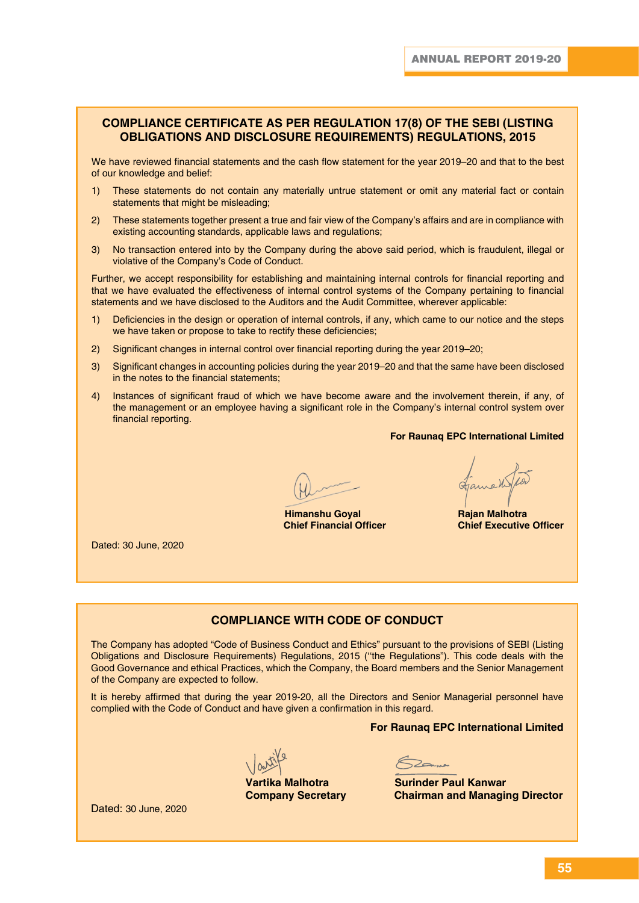## COMPLIANCE CERTIFICATE AS PER REGULATION 17(8) OF THE SEBI (LISTING OBLIGATIONS AND DISCLOSURE REQUIREMENTS) REGULATIONS, 2015

We have reviewed financial statements and the cash flow statement for the year 2019–20 and that to the best of our knowledge and belief:

1) These statements do not contain any materially untrue statement or omit any material fact or contain statements that might be misleading;
2) These statements together present a true and fair view of the Company's affairs and are in compliance with existing accounting standards, applicable laws and regulations;
3) No transaction entered into by the Company during the above said period, which is fraudulent, illegal or violative of the Company's Code of Conduct.

Further, we accept responsibility for establishing and maintaining internal controls for financial reporting and that we have evaluated the effectiveness of internal control systems of the Company pertaining to financial statements and we have disclosed to the Auditors and the Audit Committee, wherever applicable:

1) Deficiencies in the design or operation of internal controls, if any, which came to our notice and the steps we have taken or propose to take to rectify these deficiencies;
2) Significant changes in internal control over financial reporting during the year 2019–20;
3) Significant changes in accounting policies during the year 2019–20 and that the same have been disclosed in the notes to the financial statements;
4) Instances of significant fraud of which we have become aware and the involvement therein, if any, of the management or an employee having a significant role in the Company's internal control system over financial reporting.

**For Raunaq EPC International Limited**

**Himanshu Goyal**
**Chief Financial Officer**

**Rajan Malhotra**
**Chief Executive Officer**

Dated: 30 June, 2020

## COMPLIANCE WITH CODE OF CONDUCT

The Company has adopted "Code of Business Conduct and Ethics" pursuant to the provisions of SEBI (Listing Obligations and Disclosure Requirements) Regulations, 2015 ("the Regulations"). This code deals with the Good Governance and ethical Practices, which the Company, the Board members and the Senior Management of the Company are expected to follow.

It is hereby affirmed that during the year 2019-20, all the Directors and Senior Managerial personnel have complied with the Code of Conduct and have given a confirmation in this regard.

**For Raunaq EPC International Limited**

**Vartika Malhotra**
**Company Secretary**

**Surinder Paul Kanwar**
**Chairman and Managing Director**

Dated: 30 June, 2020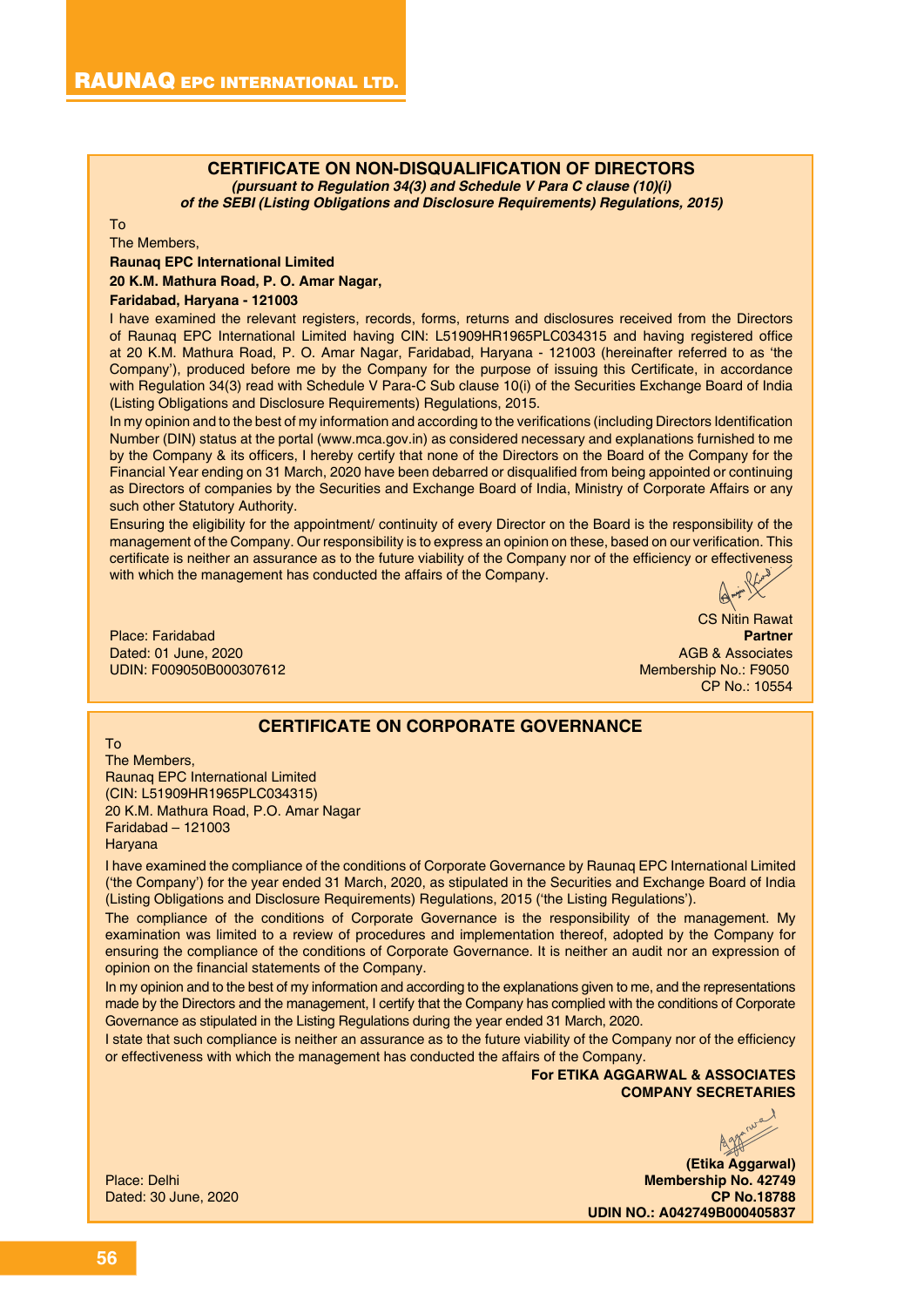## CERTIFICATE ON NON-DISQUALIFICATION OF DIRECTORS

***(pursuant to Regulation 34(3) and Schedule V Para C clause (10)(i) of the SEBI (Listing Obligations and Disclosure Requirements) Regulations, 2015)***

To
The Members,
**Raunaq EPC International Limited**
**20 K.M. Mathura Road, P. O. Amar Nagar,**
**Faridabad, Haryana - 121003**

I have examined the relevant registers, records, forms, returns and disclosures received from the Directors of Raunaq EPC International Limited having CIN: L51909HR1965PLC034315 and having registered office at 20 K.M. Mathura Road, P. O. Amar Nagar, Faridabad, Haryana - 121003 (hereinafter referred to as 'the Company'), produced before me by the Company for the purpose of issuing this Certificate, in accordance with Regulation 34(3) read with Schedule V Para-C Sub clause 10(i) of the Securities Exchange Board of India (Listing Obligations and Disclosure Requirements) Regulations, 2015.

In my opinion and to the best of my information and according to the verifications (including Directors Identification Number (DIN) status at the portal (www.mca.gov.in) as considered necessary and explanations furnished to me by the Company & its officers, I hereby certify that none of the Directors on the Board of the Company for the Financial Year ending on 31 March, 2020 have been debarred or disqualified from being appointed or continuing as Directors of companies by the Securities and Exchange Board of India, Ministry of Corporate Affairs or any such other Statutory Authority.

Ensuring the eligibility for the appointment/ continuity of every Director on the Board is the responsibility of the management of the Company. Our responsibility is to express an opinion on these, based on our verification. This certificate is neither an assurance as to the future viability of the Company nor of the efficiency or effectiveness with which the management has conducted the affairs of the Company.

CS Nitin Rawat
**Partner**
AGB & Associates
Membership No.: F9050
CP No.: 10554

Place: Faridabad
Dated: 01 June, 2020
UDIN: F009050B000307612

## CERTIFICATE ON CORPORATE GOVERNANCE

To
The Members,
Raunaq EPC International Limited
(CIN: L51909HR1965PLC034315)
20 K.M. Mathura Road, P.O. Amar Nagar
Faridabad – 121003
Haryana

I have examined the compliance of the conditions of Corporate Governance by Raunaq EPC International Limited ('the Company') for the year ended 31 March, 2020, as stipulated in the Securities and Exchange Board of India (Listing Obligations and Disclosure Requirements) Regulations, 2015 ('the Listing Regulations').

The compliance of the conditions of Corporate Governance is the responsibility of the management. My examination was limited to a review of procedures and implementation thereof, adopted by the Company for ensuring the compliance of the conditions of Corporate Governance. It is neither an audit nor an expression of opinion on the financial statements of the Company.

In my opinion and to the best of my information and according to the explanations given to me, and the representations made by the Directors and the management, I certify that the Company has complied with the conditions of Corporate Governance as stipulated in the Listing Regulations during the year ended 31 March, 2020.

I state that such compliance is neither an assurance as to the future viability of the Company nor of the efficiency or effectiveness with which the management has conducted the affairs of the Company.

**For ETIKA AGGARWAL & ASSOCIATES**
**COMPANY SECRETARIES**

**(Etika Aggarwal)**
**Membership No. 42749**
**CP No.18788**
**UDIN NO.: A042749B000405837**

Place: Delhi
Dated: 30 June, 2020